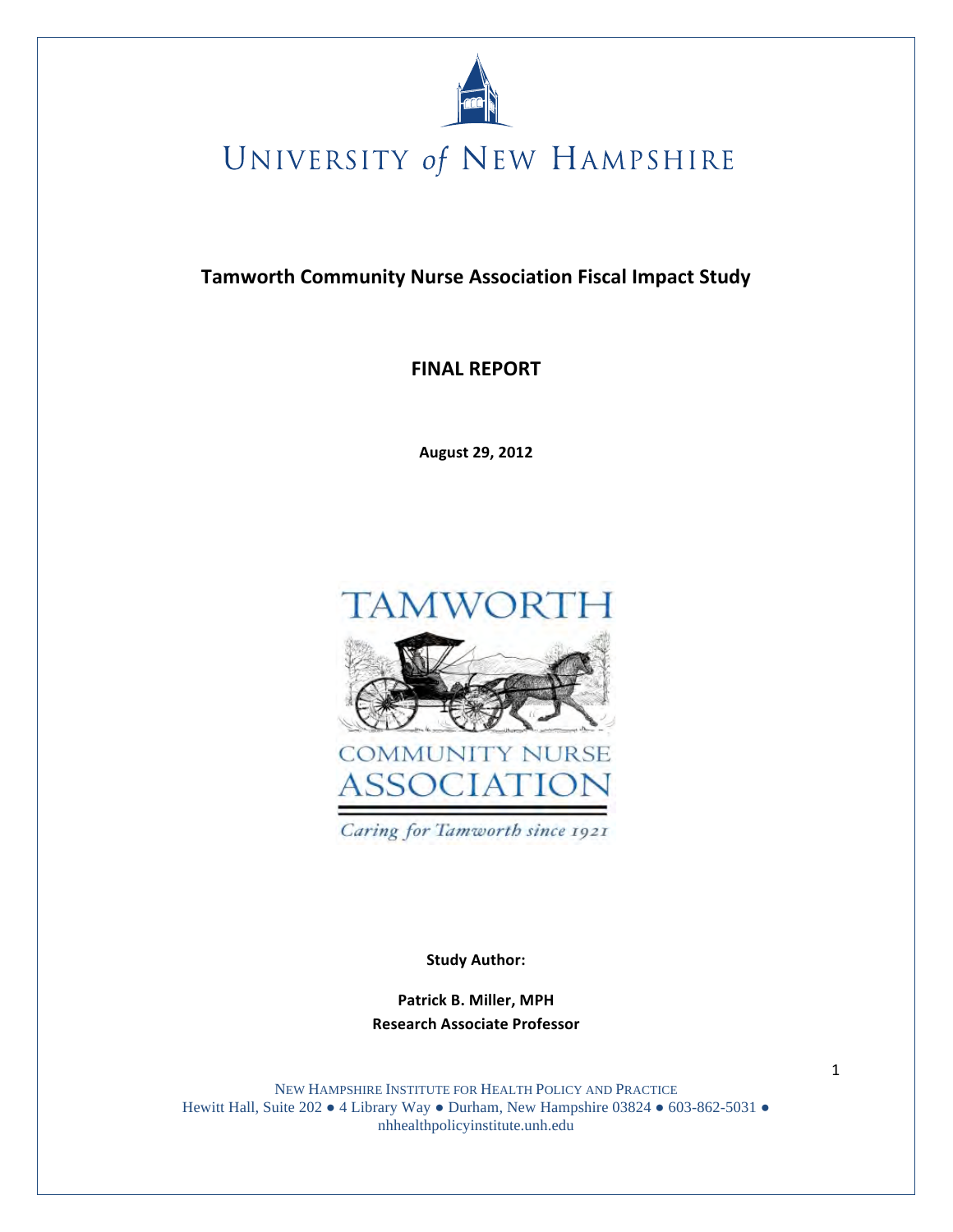UNIVERSITY of NEW HAMPSHIRE

# Tamworth Community Nurse Association Fiscal Impact Study

## FINAL REPORT

**August 29, 2012**

TAMWORTH

COMMUNITY NURSE ASSOCIATION

*Caring for Tamworth since 1921*

**Study Author:**

**Patrick B. Miller, MPH**
**Research Associate Professor**

NEW HAMPSHIRE INSTITUTE FOR HEALTH POLICY AND PRACTICE
Hewitt Hall, Suite 202 ● 4 Library Way ● Durham, New Hampshire 03824 ● 603-862-5031 ●
nhhealthpolicyinstitute.unh.edu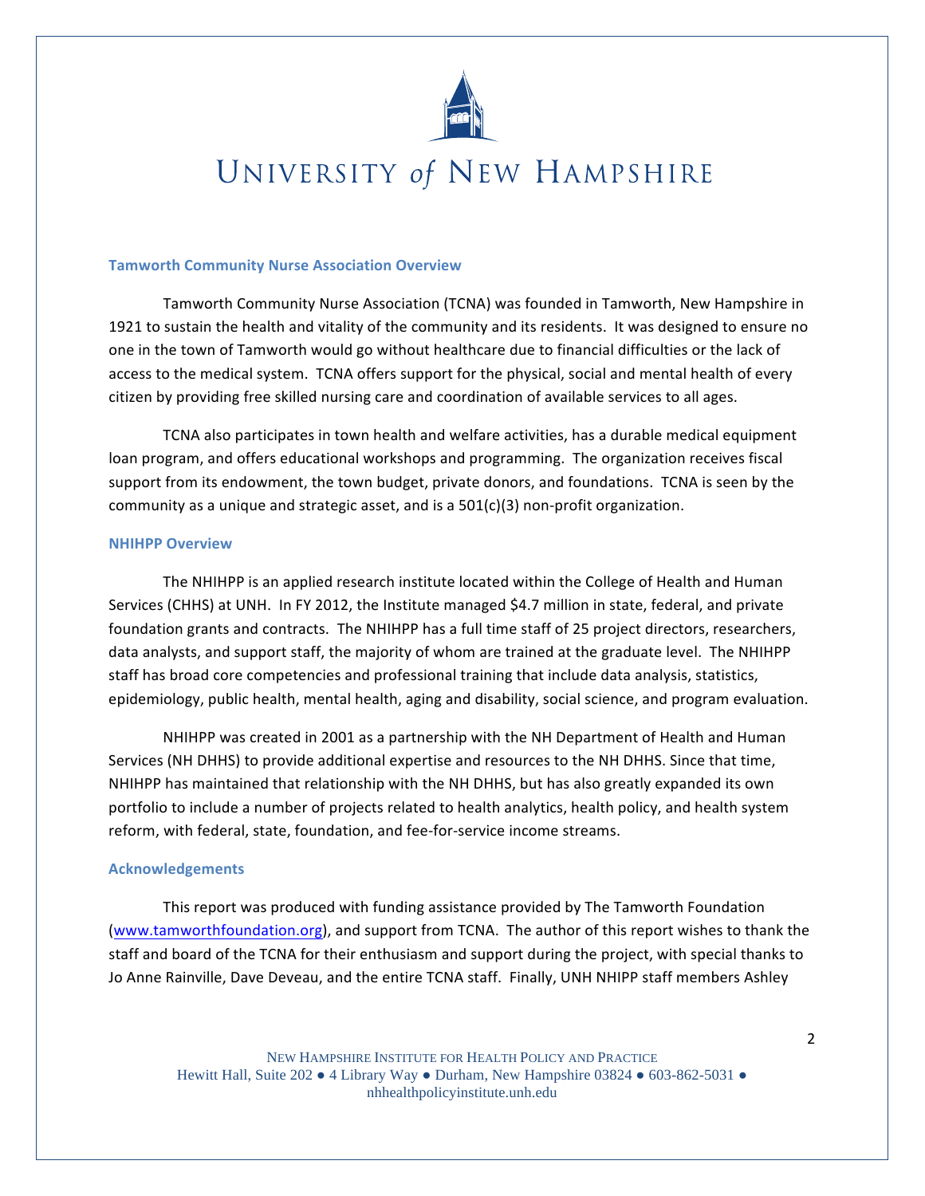## Tamworth Community Nurse Association Overview

Tamworth Community Nurse Association (TCNA) was founded in Tamworth, New Hampshire in 1921 to sustain the health and vitality of the community and its residents. It was designed to ensure no one in the town of Tamworth would go without healthcare due to financial difficulties or the lack of access to the medical system. TCNA offers support for the physical, social and mental health of every citizen by providing free skilled nursing care and coordination of available services to all ages.

TCNA also participates in town health and welfare activities, has a durable medical equipment loan program, and offers educational workshops and programming. The organization receives fiscal support from its endowment, the town budget, private donors, and foundations. TCNA is seen by the community as a unique and strategic asset, and is a 501(c)(3) non-profit organization.

## NHIHPP Overview

The NHIHPP is an applied research institute located within the College of Health and Human Services (CHHS) at UNH. In FY 2012, the Institute managed $4.7 million in state, federal, and private foundation grants and contracts. The NHIHPP has a full time staff of 25 project directors, researchers, data analysts, and support staff, the majority of whom are trained at the graduate level. The NHIHPP staff has broad core competencies and professional training that include data analysis, statistics, epidemiology, public health, mental health, aging and disability, social science, and program evaluation.

NHIHPP was created in 2001 as a partnership with the NH Department of Health and Human Services (NH DHHS) to provide additional expertise and resources to the NH DHHS. Since that time, NHIHPP has maintained that relationship with the NH DHHS, but has also greatly expanded its own portfolio to include a number of projects related to health analytics, health policy, and health system reform, with federal, state, foundation, and fee-for-service income streams.

## Acknowledgements

This report was produced with funding assistance provided by The Tamworth Foundation (www.tamworthfoundation.org), and support from TCNA. The author of this report wishes to thank the staff and board of the TCNA for their enthusiasm and support during the project, with special thanks to Jo Anne Rainville, Dave Deveau, and the entire TCNA staff. Finally, UNH NHIPP staff members Ashley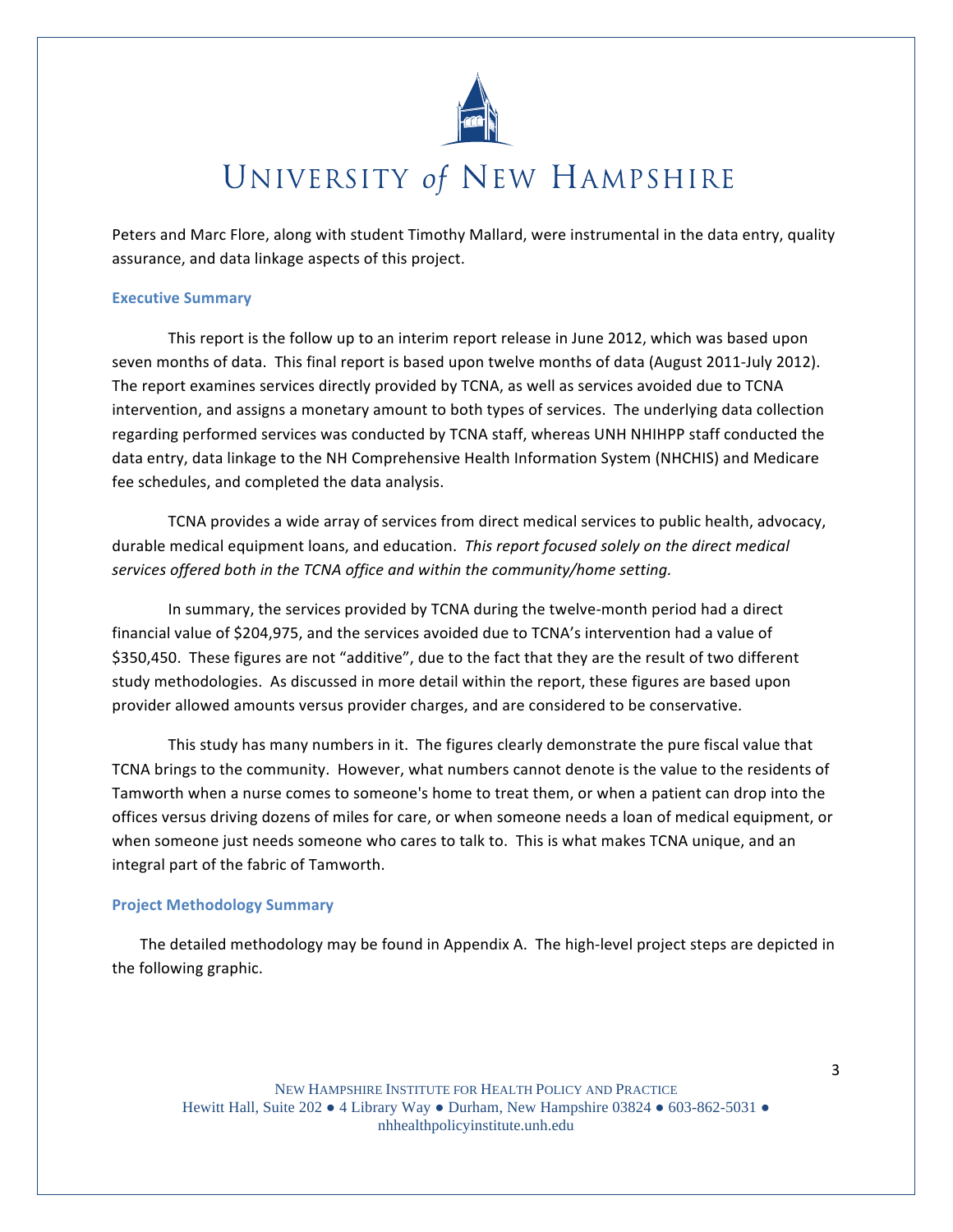Peters and Marc Flore, along with student Timothy Mallard, were instrumental in the data entry, quality assurance, and data linkage aspects of this project.

## Executive Summary

This report is the follow up to an interim report release in June 2012, which was based upon seven months of data. This final report is based upon twelve months of data (August 2011-July 2012). The report examines services directly provided by TCNA, as well as services avoided due to TCNA intervention, and assigns a monetary amount to both types of services. The underlying data collection regarding performed services was conducted by TCNA staff, whereas UNH NHIHPP staff conducted the data entry, data linkage to the NH Comprehensive Health Information System (NHCHIS) and Medicare fee schedules, and completed the data analysis.

TCNA provides a wide array of services from direct medical services to public health, advocacy, durable medical equipment loans, and education. *This report focused solely on the direct medical services offered both in the TCNA office and within the community/home setting.*

In summary, the services provided by TCNA during the twelve-month period had a direct financial value of $204,975, and the services avoided due to TCNA's intervention had a value of $350,450. These figures are not "additive", due to the fact that they are the result of two different study methodologies. As discussed in more detail within the report, these figures are based upon provider allowed amounts versus provider charges, and are considered to be conservative.

This study has many numbers in it. The figures clearly demonstrate the pure fiscal value that TCNA brings to the community. However, what numbers cannot denote is the value to the residents of Tamworth when a nurse comes to someone's home to treat them, or when a patient can drop into the offices versus driving dozens of miles for care, or when someone needs a loan of medical equipment, or when someone just needs someone who cares to talk to. This is what makes TCNA unique, and an integral part of the fabric of Tamworth.

## Project Methodology Summary

The detailed methodology may be found in Appendix A. The high-level project steps are depicted in the following graphic.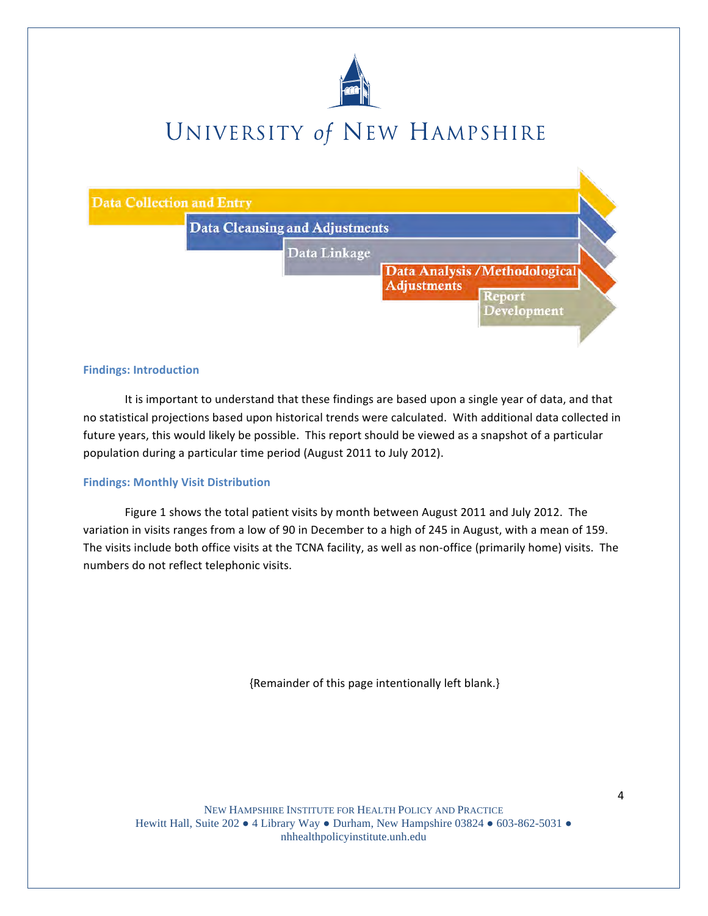## Findings: Introduction

It is important to understand that these findings are based upon a single year of data, and that no statistical projections based upon historical trends were calculated. With additional data collected in future years, this would likely be possible. This report should be viewed as a snapshot of a particular population during a particular time period (August 2011 to July 2012).

## Findings: Monthly Visit Distribution

Figure 1 shows the total patient visits by month between August 2011 and July 2012. The variation in visits ranges from a low of 90 in December to a high of 245 in August, with a mean of 159. The visits include both office visits at the TCNA facility, as well as non-office (primarily home) visits. The numbers do not reflect telephonic visits.

{Remainder of this page intentionally left blank.}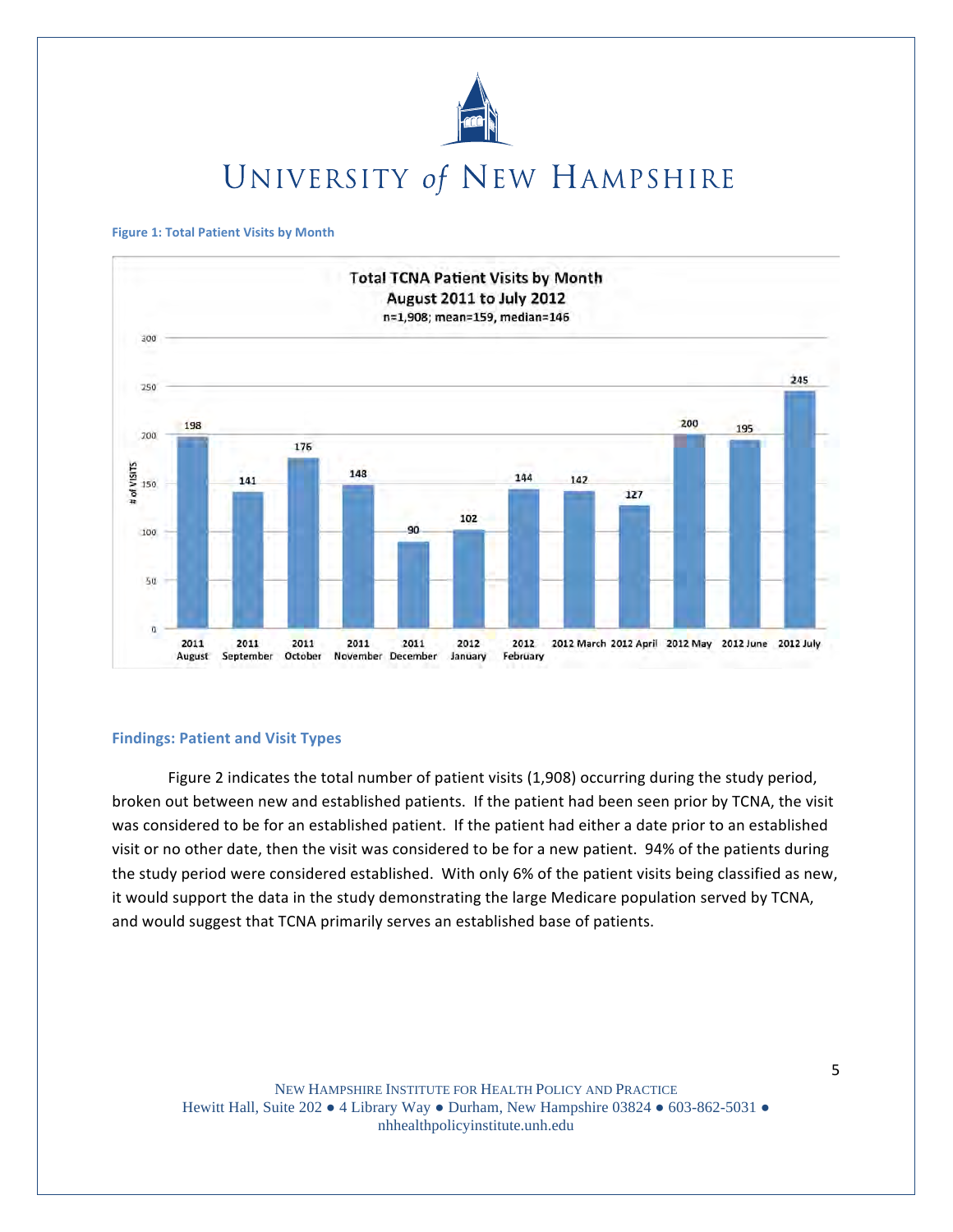# University of New Hampshire

**Figure 1: Total Patient Visits by Month**

Total TCNA Patient Visits by Month
August 2011 to July 2012
n=1,908; mean=159, median=146

| Month | # of Visits |
|---|---|
| 2011 August | 198 |
| 2011 September | 141 |
| 2011 October | 176 |
| 2011 November | 148 |
| 2011 December | 90 |
| 2012 January | 102 |
| 2012 February | 144 |
| 2012 March | 142 |
| 2012 April | 127 |
| 2012 May | 200 |
| 2012 June | 195 |
| 2012 July | 245 |

## Findings: Patient and Visit Types

Figure 2 indicates the total number of patient visits (1,908) occurring during the study period, broken out between new and established patients. If the patient had been seen prior by TCNA, the visit was considered to be for an established patient. If the patient had either a date prior to an established visit or no other date, then the visit was considered to be for a new patient. 94% of the patients during the study period were considered established. With only 6% of the patient visits being classified as new, it would support the data in the study demonstrating the large Medicare population served by TCNA, and would suggest that TCNA primarily serves an established base of patients.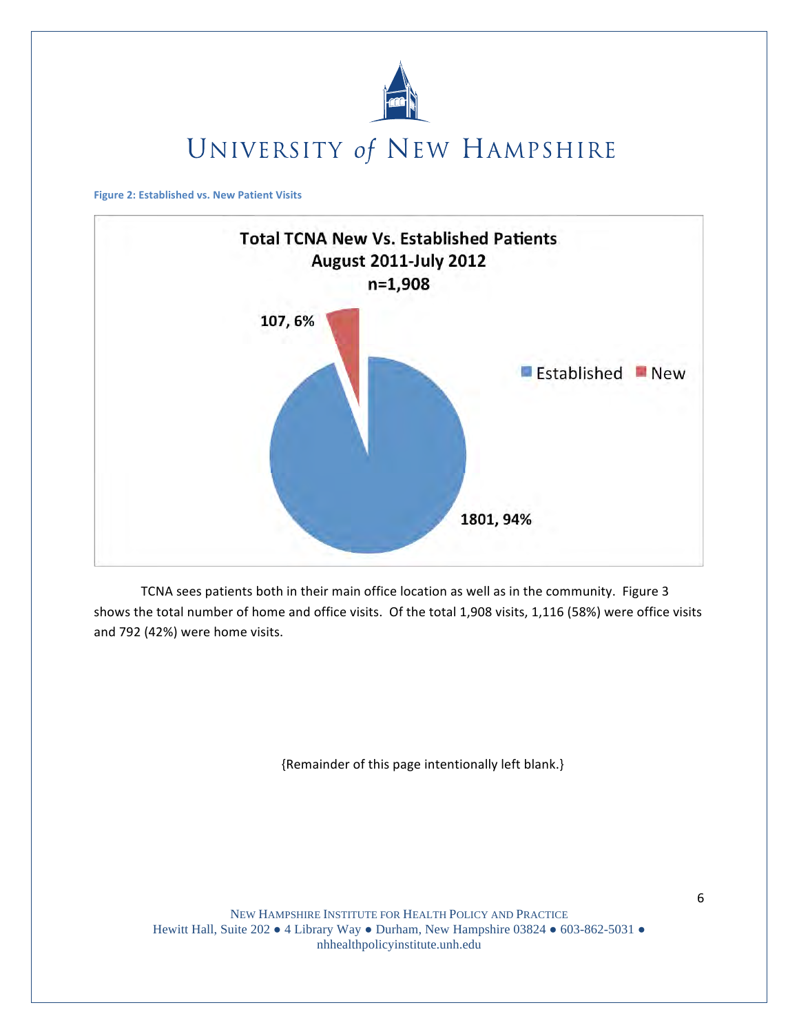Figure 2: Established vs. New Patient Visits

**Total TCNA New Vs. Established Patients**
**August 2011-July 2012**
**n=1,908**

- Established: 1801, 94%
- New: 107, 6%

TCNA sees patients both in their main office location as well as in the community. Figure 3 shows the total number of home and office visits. Of the total 1,908 visits, 1,116 (58%) were office visits and 792 (42%) were home visits.

{Remainder of this page intentionally left blank.}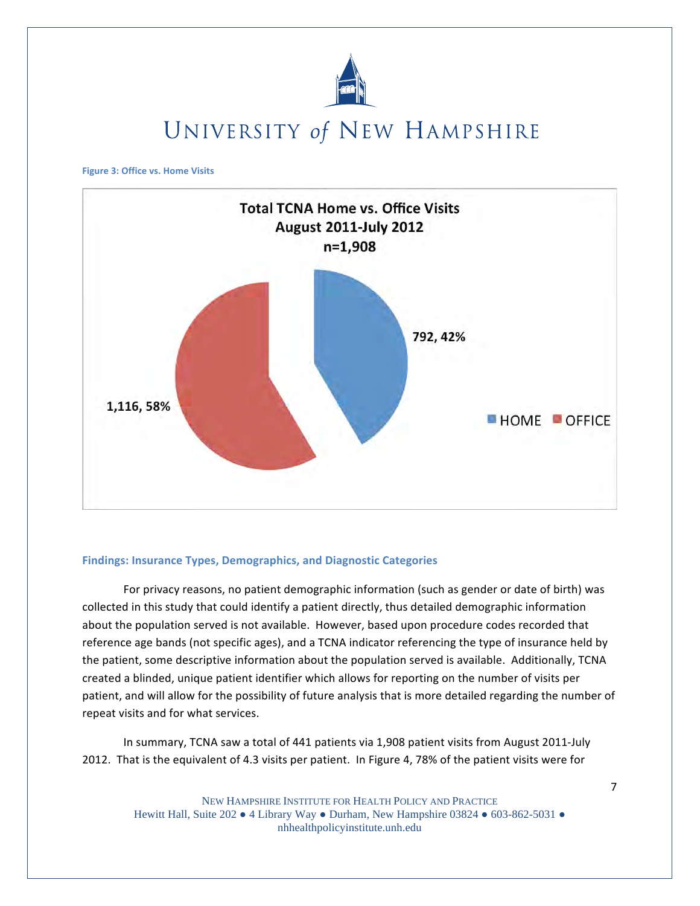**Figure 3: Office vs. Home Visits**

**Total TCNA Home vs. Office Visits**
**August 2011-July 2012**
**n=1,908**

| Visit Type | Visits | Percent |
|---|---|---|
| HOME | 792 | 42% |
| OFFICE | 1,116 | 58% |

## Findings: Insurance Types, Demographics, and Diagnostic Categories

For privacy reasons, no patient demographic information (such as gender or date of birth) was collected in this study that could identify a patient directly, thus detailed demographic information about the population served is not available. However, based upon procedure codes recorded that reference age bands (not specific ages), and a TCNA indicator referencing the type of insurance held by the patient, some descriptive information about the population served is available. Additionally, TCNA created a blinded, unique patient identifier which allows for reporting on the number of visits per patient, and will allow for the possibility of future analysis that is more detailed regarding the number of repeat visits and for what services.

In summary, TCNA saw a total of 441 patients via 1,908 patient visits from August 2011-July 2012. That is the equivalent of 4.3 visits per patient. In Figure 4, 78% of the patient visits were for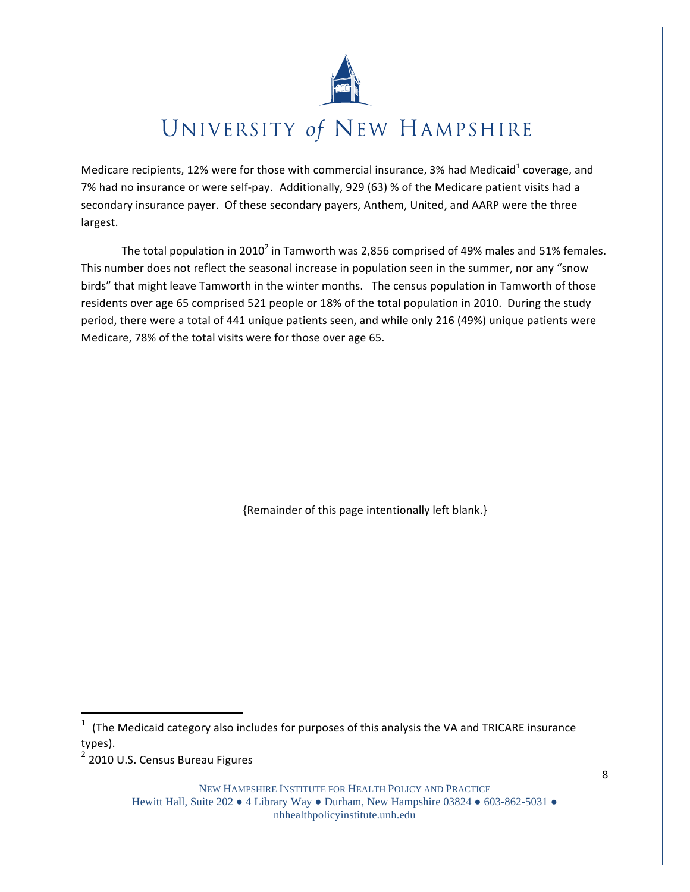Medicare recipients, 12% were for those with commercial insurance, 3% had Medicaid[1] coverage, and 7% had no insurance or were self-pay. Additionally, 929 (63) % of the Medicare patient visits had a secondary insurance payer. Of these secondary payers, Anthem, United, and AARP were the three largest.

The total population in 2010[2] in Tamworth was 2,856 comprised of 49% males and 51% females. This number does not reflect the seasonal increase in population seen in the summer, nor any "snow birds" that might leave Tamworth in the winter months. The census population in Tamworth of those residents over age 65 comprised 521 people or 18% of the total population in 2010. During the study period, there were a total of 441 unique patients seen, and while only 216 (49%) unique patients were Medicare, 78% of the total visits were for those over age 65.

{Remainder of this page intentionally left blank.}

---

[1] (The Medicaid category also includes for purposes of this analysis the VA and TRICARE insurance types).

[2] 2010 U.S. Census Bureau Figures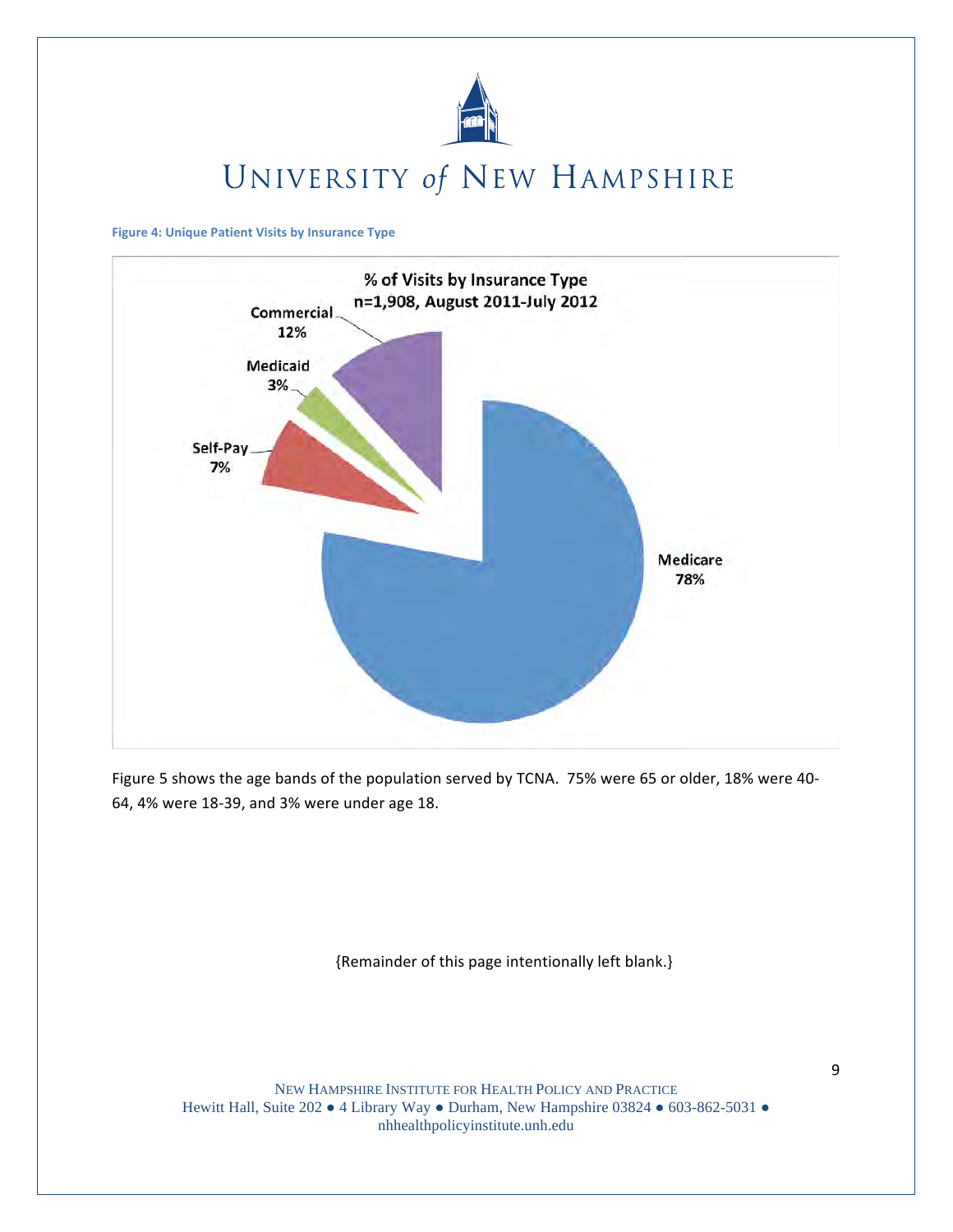**Figure 4: Unique Patient Visits by Insurance Type**

% of Visits by Insurance Type
n=1,908, August 2011-July 2012

| Insurance Type | % |
|---|---|
| Medicare | 78% |
| Commercial | 12% |
| Self-Pay | 7% |
| Medicaid | 3% |

Figure 5 shows the age bands of the population served by TCNA. 75% were 65 or older, 18% were 40-64, 4% were 18-39, and 3% were under age 18.

{Remainder of this page intentionally left blank.}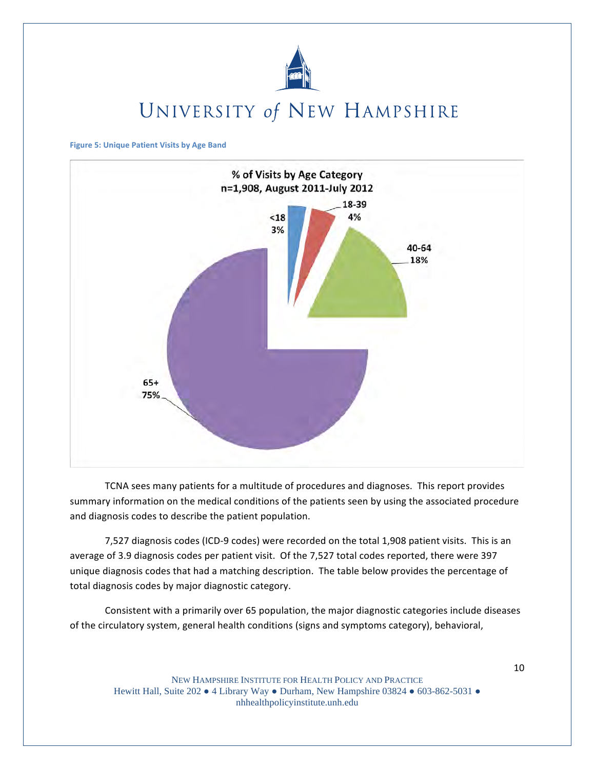**Figure 5: Unique Patient Visits by Age Band**

% of Visits by Age Category
n=1,908, August 2011-July 2012

| Age Category | % of Visits |
|---|---|
| <18 | 3% |
| 18-39 | 4% |
| 40-64 | 18% |
| 65+ | 75% |

TCNA sees many patients for a multitude of procedures and diagnoses. This report provides summary information on the medical conditions of the patients seen by using the associated procedure and diagnosis codes to describe the patient population.

7,527 diagnosis codes (ICD-9 codes) were recorded on the total 1,908 patient visits. This is an average of 3.9 diagnosis codes per patient visit. Of the 7,527 total codes reported, there were 397 unique diagnosis codes that had a matching description. The table below provides the percentage of total diagnosis codes by major diagnostic category.

Consistent with a primarily over 65 population, the major diagnostic categories include diseases of the circulatory system, general health conditions (signs and symptoms category), behavioral,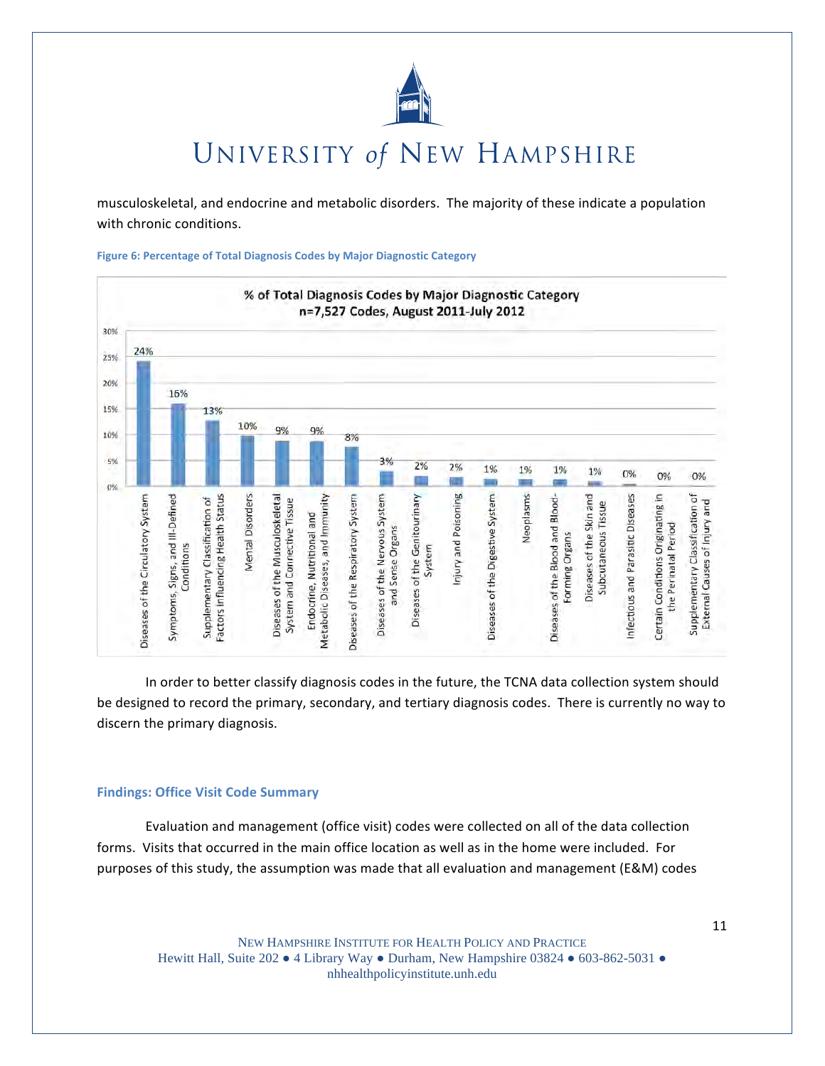musculoskeletal, and endocrine and metabolic disorders. The majority of these indicate a population with chronic conditions.

**Figure 6: Percentage of Total Diagnosis Codes by Major Diagnostic Category**

% of Total Diagnosis Codes by Major Diagnostic Category
n=7,527 Codes, August 2011-July 2012

| Major Diagnostic Category | % of Total Diagnosis Codes |
|---|---|
| Diseases of the Circulatory System | 24% |
| Symptoms, Signs, and Ill-Defined Conditions | 16% |
| Supplementary Classification of Factors Influencing Health Status | 13% |
| Mental Disorders | 10% |
| Diseases of the Musculoskeletal System and Connective Tissue | 9% |
| Endocrine, Nutritional and Metabolic Diseases, and Immunity | 9% |
| Diseases of the Respiratory System | 8% |
| Diseases of the Nervous System and Sense Organs | 3% |
| Diseases of the Genitourinary System | 2% |
| Injury and Poisoning | 2% |
| Diseases of the Digestive System | 1% |
| Neoplasms | 1% |
| Diseases of the Blood and Blood-Forming Organs | 1% |
| Diseases of the Skin and Subcutaneous Tissue | 1% |
| Infectious and Parasitic Diseases | 0% |
| Certain Conditions Originating in the Perinatal Period | 0% |
| Supplementary Classification of External Causes of Injury and | 0% |

In order to better classify diagnosis codes in the future, the TCNA data collection system should be designed to record the primary, secondary, and tertiary diagnosis codes. There is currently no way to discern the primary diagnosis.

## Findings: Office Visit Code Summary

Evaluation and management (office visit) codes were collected on all of the data collection forms. Visits that occurred in the main office location as well as in the home were included. For purposes of this study, the assumption was made that all evaluation and management (E&M) codes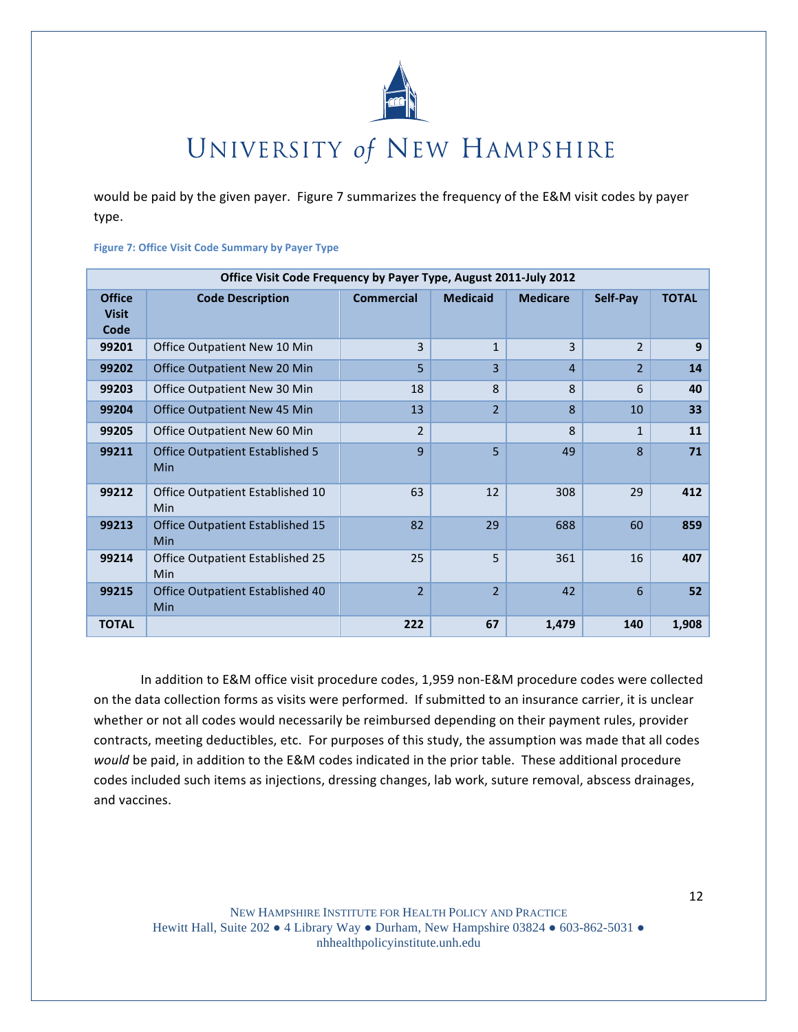would be paid by the given payer. Figure 7 summarizes the frequency of the E&M visit codes by payer type.

**Figure 7: Office Visit Code Summary by Payer Type**

| Office Visit Code Frequency by Payer Type, August 2011-July 2012 | | | | | | |
|---|---|---|---|---|---|---|
| **Office Visit Code** | **Code Description** | **Commercial** | **Medicaid** | **Medicare** | **Self-Pay** | **TOTAL** |
| **99201** | Office Outpatient New 10 Min | 3 | 1 | 3 | 2 | **9** |
| **99202** | Office Outpatient New 20 Min | 5 | 3 | 4 | 2 | **14** |
| **99203** | Office Outpatient New 30 Min | 18 | 8 | 8 | 6 | **40** |
| **99204** | Office Outpatient New 45 Min | 13 | 2 | 8 | 10 | **33** |
| **99205** | Office Outpatient New 60 Min | 2 | | 8 | 1 | **11** |
| **99211** | Office Outpatient Established 5 Min | 9 | 5 | 49 | 8 | **71** |
| **99212** | Office Outpatient Established 10 Min | 63 | 12 | 308 | 29 | **412** |
| **99213** | Office Outpatient Established 15 Min | 82 | 29 | 688 | 60 | **859** |
| **99214** | Office Outpatient Established 25 Min | 25 | 5 | 361 | 16 | **407** |
| **99215** | Office Outpatient Established 40 Min | 2 | 2 | 42 | 6 | **52** |
| **TOTAL** | | **222** | **67** | **1,479** | **140** | **1,908** |

In addition to E&M office visit procedure codes, 1,959 non-E&M procedure codes were collected on the data collection forms as visits were performed. If submitted to an insurance carrier, it is unclear whether or not all codes would necessarily be reimbursed depending on their payment rules, provider contracts, meeting deductibles, etc. For purposes of this study, the assumption was made that all codes *would* be paid, in addition to the E&M codes indicated in the prior table. These additional procedure codes included such items as injections, dressing changes, lab work, suture removal, abscess drainages, and vaccines.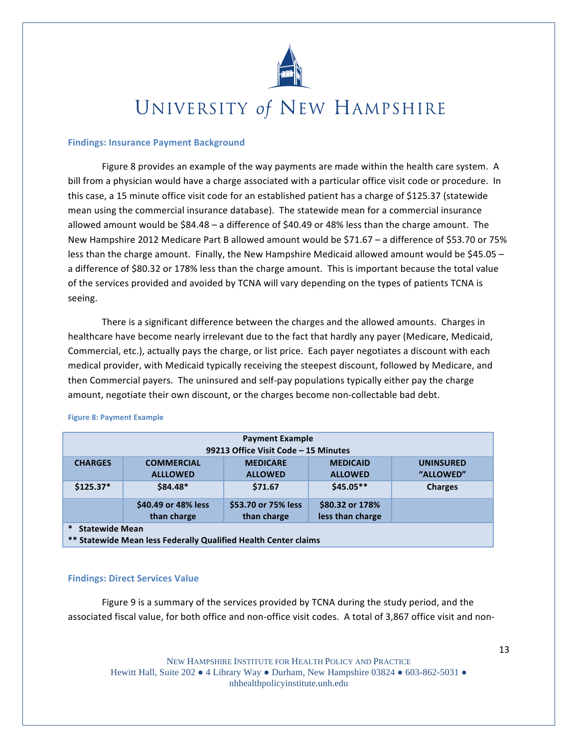### Findings: Insurance Payment Background

Figure 8 provides an example of the way payments are made within the health care system. A bill from a physician would have a charge associated with a particular office visit code or procedure. In this case, a 15 minute office visit code for an established patient has a charge of $125.37 (statewide mean using the commercial insurance database). The statewide mean for a commercial insurance allowed amount would be $84.48 – a difference of $40.49 or 48% less than the charge amount. The New Hampshire 2012 Medicare Part B allowed amount would be $71.67 – a difference of $53.70 or 75% less than the charge amount. Finally, the New Hampshire Medicaid allowed amount would be $45.05 – a difference of $80.32 or 178% less than the charge amount. This is important because the total value of the services provided and avoided by TCNA will vary depending on the types of patients TCNA is seeing.

There is a significant difference between the charges and the allowed amounts. Charges in healthcare have become nearly irrelevant due to the fact that hardly any payer (Medicare, Medicaid, Commercial, etc.), actually pays the charge, or list price. Each payer negotiates a discount with each medical provider, with Medicaid typically receiving the steepest discount, followed by Medicare, and then Commercial payers. The uninsured and self-pay populations typically either pay the charge amount, negotiate their own discount, or the charges become non-collectable bad debt.

**Figure 8: Payment Example**

| Payment Example 99213 Office Visit Code – 15 Minutes | | | | |
|---|---|---|---|---|
| **CHARGES** | **COMMERCIAL ALLOWED** | **MEDICARE ALLOWED** | **MEDICAID ALLOWED** | **UNINSURED "ALLOWED"** |
| **$125.37*** | **$84.48*** | **$71.67** | **$45.05**** | **Charges** |
| | **$40.49 or 48% less than charge** | **$53.70 or 75% less than charge** | **$80.32 or 178% less than charge** | |

\* Statewide Mean
** Statewide Mean less Federally Qualified Health Center claims

### Findings: Direct Services Value

Figure 9 is a summary of the services provided by TCNA during the study period, and the associated fiscal value, for both office and non-office visit codes. A total of 3,867 office visit and non-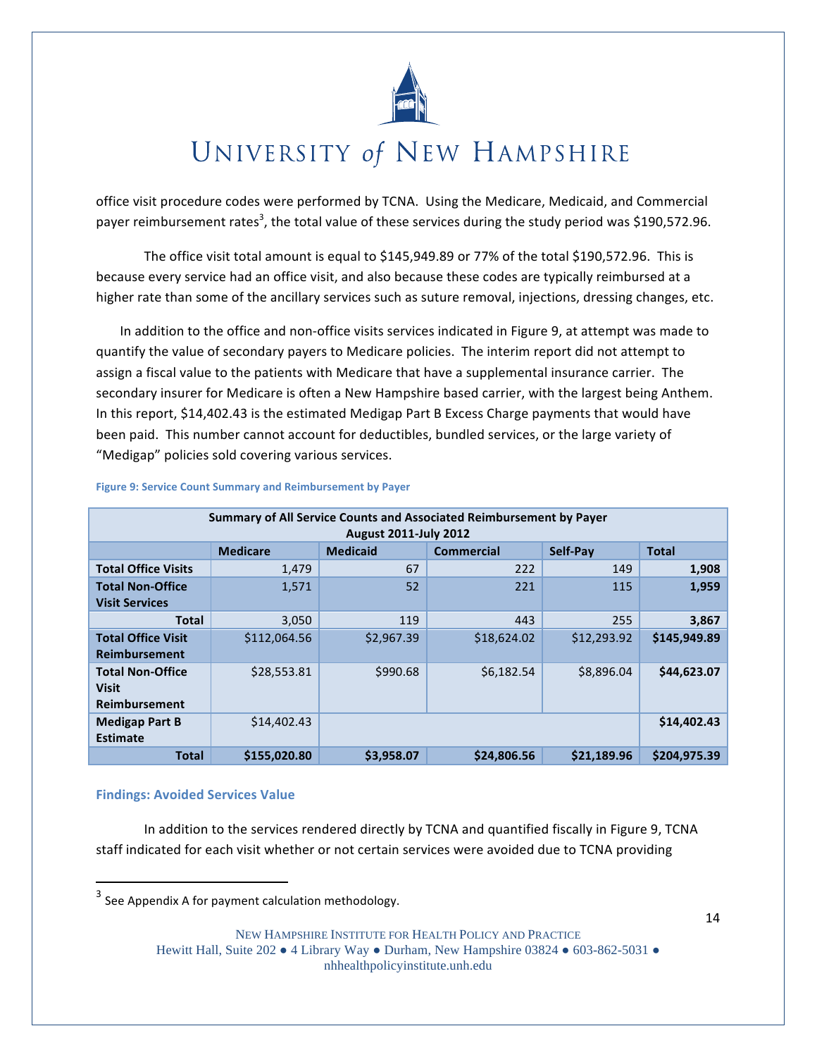office visit procedure codes were performed by TCNA. Using the Medicare, Medicaid, and Commercial payer reimbursement rates[3], the total value of these services during the study period was $190,572.96.

The office visit total amount is equal to $145,949.89 or 77% of the total $190,572.96. This is because every service had an office visit, and also because these codes are typically reimbursed at a higher rate than some of the ancillary services such as suture removal, injections, dressing changes, etc.

In addition to the office and non-office visits services indicated in Figure 9, at attempt was made to quantify the value of secondary payers to Medicare policies. The interim report did not attempt to assign a fiscal value to the patients with Medicare that have a supplemental insurance carrier. The secondary insurer for Medicare is often a New Hampshire based carrier, with the largest being Anthem. In this report, $14,402.43 is the estimated Medigap Part B Excess Charge payments that would have been paid. This number cannot account for deductibles, bundled services, or the large variety of "Medigap" policies sold covering various services.

Figure 9: Service Count Summary and Reimbursement by Payer

| Summary of All Service Counts and Associated Reimbursement by Payer August 2011-July 2012 | | | | | |
|---|---|---|---|---|---|
| | Medicare | Medicaid | Commercial | Self-Pay | Total |
| **Total Office Visits** | 1,479 | 67 | 222 | 149 | **1,908** |
| **Total Non-Office Visit Services** | 1,571 | 52 | 221 | 115 | **1,959** |
| **Total** | 3,050 | 119 | 443 | 255 | **3,867** |
| **Total Office Visit Reimbursement** | $112,064.56 | $2,967.39 | $18,624.02 | $12,293.92 | **$145,949.89** |
| **Total Non-Office Visit Reimbursement** | $28,553.81 | $990.68 | $6,182.54 | $8,896.04 | **$44,623.07** |
| **Medigap Part B Estimate** | $14,402.43 | | | | **$14,402.43** |
| **Total** | **$155,020.80** | **$3,958.07** | **$24,806.56** | **$21,189.96** | **$204,975.39** |

## Findings: Avoided Services Value

In addition to the services rendered directly by TCNA and quantified fiscally in Figure 9, TCNA staff indicated for each visit whether or not certain services were avoided due to TCNA providing

[3] See Appendix A for payment calculation methodology.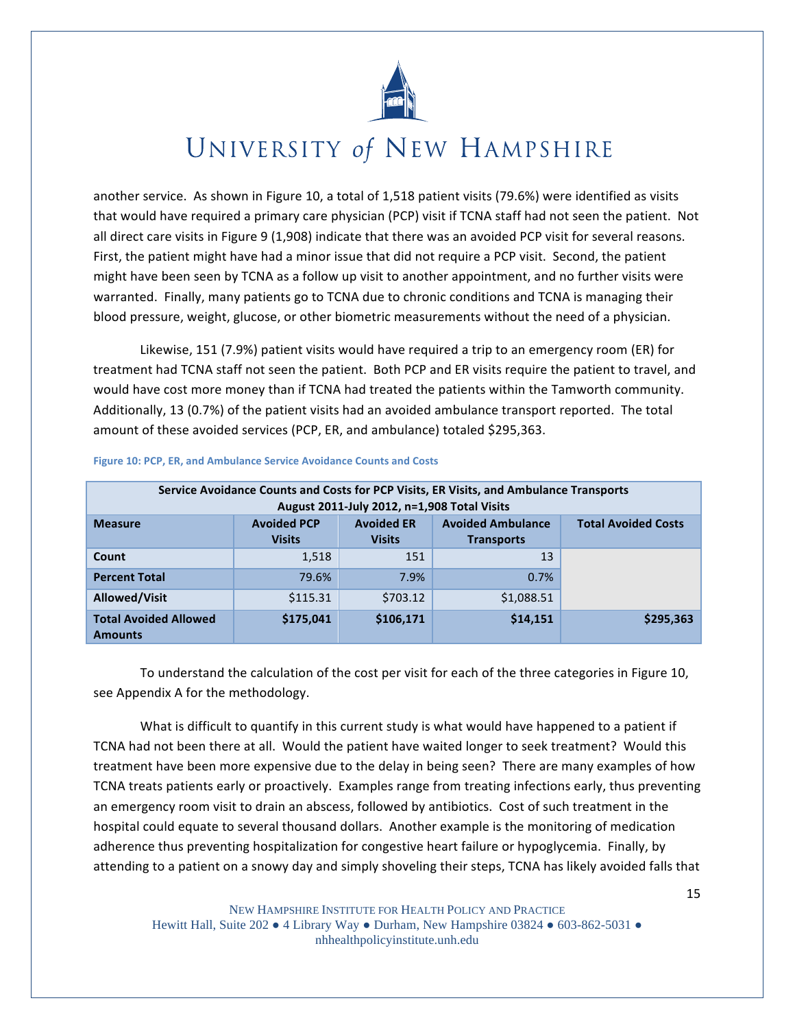another service. As shown in Figure 10, a total of 1,518 patient visits (79.6%) were identified as visits that would have required a primary care physician (PCP) visit if TCNA staff had not seen the patient. Not all direct care visits in Figure 9 (1,908) indicate that there was an avoided PCP visit for several reasons. First, the patient might have had a minor issue that did not require a PCP visit. Second, the patient might have been seen by TCNA as a follow up visit to another appointment, and no further visits were warranted. Finally, many patients go to TCNA due to chronic conditions and TCNA is managing their blood pressure, weight, glucose, or other biometric measurements without the need of a physician.

Likewise, 151 (7.9%) patient visits would have required a trip to an emergency room (ER) for treatment had TCNA staff not seen the patient. Both PCP and ER visits require the patient to travel, and would have cost more money than if TCNA had treated the patients within the Tamworth community. Additionally, 13 (0.7%) of the patient visits had an avoided ambulance transport reported. The total amount of these avoided services (PCP, ER, and ambulance) totaled $295,363.

**Figure 10: PCP, ER, and Ambulance Service Avoidance Counts and Costs**

| Service Avoidance Counts and Costs for PCP Visits, ER Visits, and Ambulance Transports August 2011-July 2012, n=1,908 Total Visits | | | | |
|---|---|---|---|---|
| **Measure** | **Avoided PCP Visits** | **Avoided ER Visits** | **Avoided Ambulance Transports** | **Total Avoided Costs** |
| **Count** | 1,518 | 151 | 13 | |
| **Percent Total** | 79.6% | 7.9% | 0.7% | |
| **Allowed/Visit** | $115.31 | $703.12 | $1,088.51 | |
| **Total Avoided Allowed Amounts** | **$175,041** | **$106,171** | **$14,151** | **$295,363** |

To understand the calculation of the cost per visit for each of the three categories in Figure 10, see Appendix A for the methodology.

What is difficult to quantify in this current study is what would have happened to a patient if TCNA had not been there at all. Would the patient have waited longer to seek treatment? Would this treatment have been more expensive due to the delay in being seen? There are many examples of how TCNA treats patients early or proactively. Examples range from treating infections early, thus preventing an emergency room visit to drain an abscess, followed by antibiotics. Cost of such treatment in the hospital could equate to several thousand dollars. Another example is the monitoring of medication adherence thus preventing hospitalization for congestive heart failure or hypoglycemia. Finally, by attending to a patient on a snowy day and simply shoveling their steps, TCNA has likely avoided falls that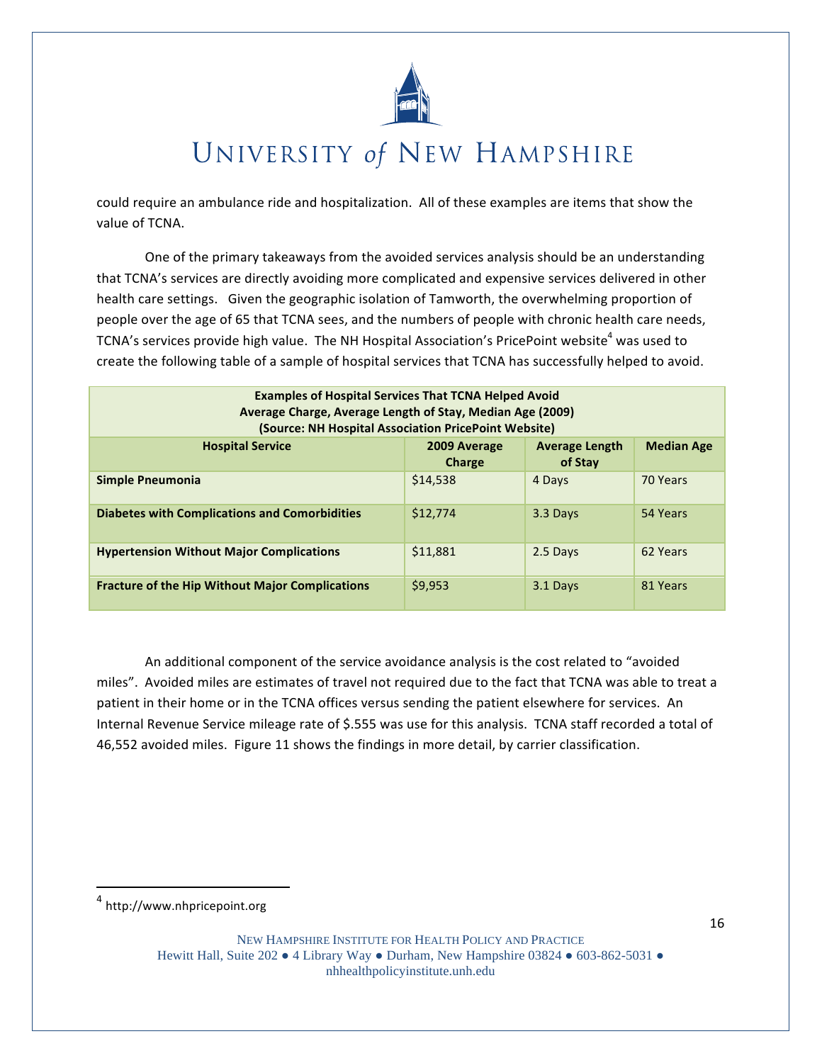could require an ambulance ride and hospitalization. All of these examples are items that show the value of TCNA.

One of the primary takeaways from the avoided services analysis should be an understanding that TCNA's services are directly avoiding more complicated and expensive services delivered in other health care settings. Given the geographic isolation of Tamworth, the overwhelming proportion of people over the age of 65 that TCNA sees, and the numbers of people with chronic health care needs, TCNA's services provide high value. The NH Hospital Association's PricePoint website[4] was used to create the following table of a sample of hospital services that TCNA has successfully helped to avoid.

**Examples of Hospital Services That TCNA Helped Avoid**
**Average Charge, Average Length of Stay, Median Age (2009)**
**(Source: NH Hospital Association PricePoint Website)**

| Hospital Service | 2009 Average Charge | Average Length of Stay | Median Age |
|---|---|---|---|
| **Simple Pneumonia** | $14,538 | 4 Days | 70 Years |
| **Diabetes with Complications and Comorbidities** | $12,774 | 3.3 Days | 54 Years |
| **Hypertension Without Major Complications** | $11,881 | 2.5 Days | 62 Years |
| **Fracture of the Hip Without Major Complications** | $9,953 | 3.1 Days | 81 Years |

An additional component of the service avoidance analysis is the cost related to "avoided miles". Avoided miles are estimates of travel not required due to the fact that TCNA was able to treat a patient in their home or in the TCNA offices versus sending the patient elsewhere for services. An Internal Revenue Service mileage rate of $.555 was use for this analysis. TCNA staff recorded a total of 46,552 avoided miles. Figure 11 shows the findings in more detail, by carrier classification.

---

[4] http://www.nhpricepoint.org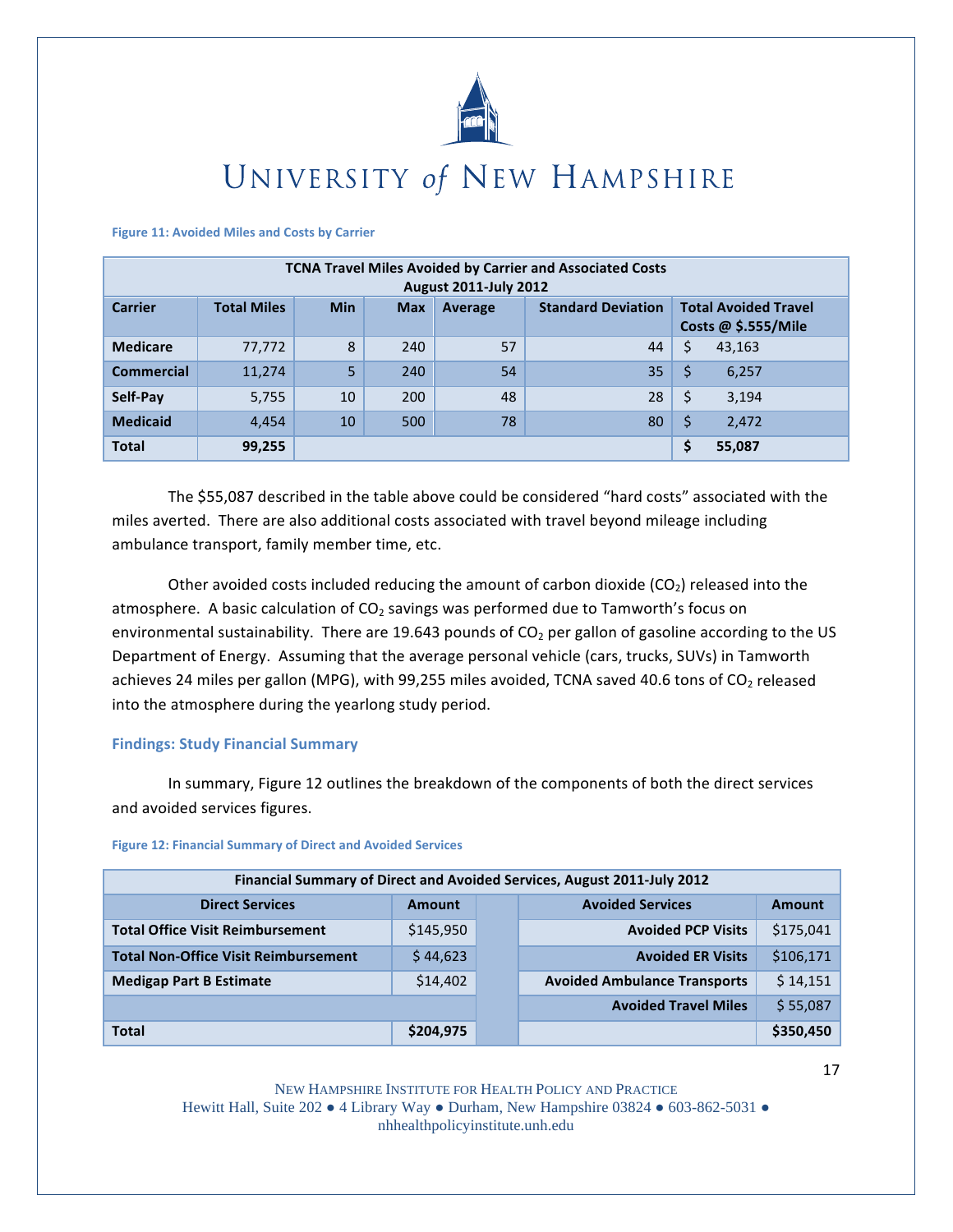Figure 11: Avoided Miles and Costs by Carrier

| TCNA Travel Miles Avoided by Carrier and Associated Costs August 2011-July 2012 | | | | | | |
|---|---|---|---|---|---|---|
| **Carrier** | **Total Miles** | **Min** | **Max** | **Average** | **Standard Deviation** | **Total Avoided Travel Costs @ $.555/Mile** |
| **Medicare** | 77,772 | 8 | 240 | 57 | 44 | $ 43,163 |
| **Commercial** | 11,274 | 5 | 240 | 54 | 35 | $ 6,257 |
| **Self-Pay** | 5,755 | 10 | 200 | 48 | 28 | $ 3,194 |
| **Medicaid** | 4,454 | 10 | 500 | 78 | 80 | $ 2,472 |
| **Total** | **99,255** | | | | | **$ 55,087** |

The $55,087 described in the table above could be considered "hard costs" associated with the miles averted. There are also additional costs associated with travel beyond mileage including ambulance transport, family member time, etc.

Other avoided costs included reducing the amount of carbon dioxide ($CO_2$) released into the atmosphere. A basic calculation of $CO_2$ savings was performed due to Tamworth's focus on environmental sustainability. There are 19.643 pounds of $CO_2$ per gallon of gasoline according to the US Department of Energy. Assuming that the average personal vehicle (cars, trucks, SUVs) in Tamworth achieves 24 miles per gallon (MPG), with 99,255 miles avoided, TCNA saved 40.6 tons of $CO_2$ released into the atmosphere during the yearlong study period.

## Findings: Study Financial Summary

In summary, Figure 12 outlines the breakdown of the components of both the direct services and avoided services figures.

Figure 12: Financial Summary of Direct and Avoided Services

| Financial Summary of Direct and Avoided Services, August 2011-July 2012 | | | | |
|---|---|---|---|---|
| **Direct Services** | **Amount** | | **Avoided Services** | **Amount** |
| **Total Office Visit Reimbursement** | $145,950 | | **Avoided PCP Visits** | $175,041 |
| **Total Non-Office Visit Reimbursement** | $ 44,623 | | **Avoided ER Visits** | $106,171 |
| **Medigap Part B Estimate** | $14,402 | | **Avoided Ambulance Transports** | $ 14,151 |
| | | | **Avoided Travel Miles** | $ 55,087 |
| **Total** | **$204,975** | | | **$350,450** |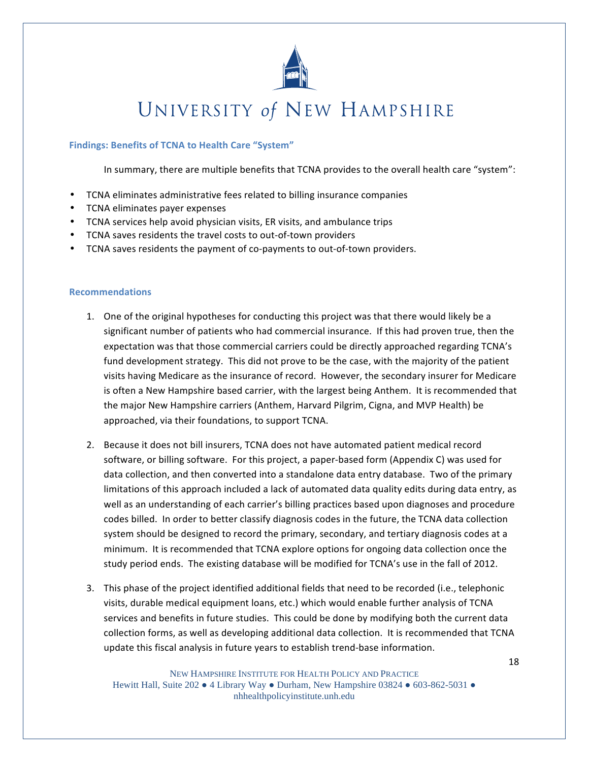### Findings: Benefits of TCNA to Health Care "System"

In summary, there are multiple benefits that TCNA provides to the overall health care "system":

- TCNA eliminates administrative fees related to billing insurance companies
- TCNA eliminates payer expenses
- TCNA services help avoid physician visits, ER visits, and ambulance trips
- TCNA saves residents the travel costs to out-of-town providers
- TCNA saves residents the payment of co-payments to out-of-town providers.

### Recommendations

1. One of the original hypotheses for conducting this project was that there would likely be a significant number of patients who had commercial insurance. If this had proven true, then the expectation was that those commercial carriers could be directly approached regarding TCNA's fund development strategy. This did not prove to be the case, with the majority of the patient visits having Medicare as the insurance of record. However, the secondary insurer for Medicare is often a New Hampshire based carrier, with the largest being Anthem. It is recommended that the major New Hampshire carriers (Anthem, Harvard Pilgrim, Cigna, and MVP Health) be approached, via their foundations, to support TCNA.

2. Because it does not bill insurers, TCNA does not have automated patient medical record software, or billing software. For this project, a paper-based form (Appendix C) was used for data collection, and then converted into a standalone data entry database. Two of the primary limitations of this approach included a lack of automated data quality edits during data entry, as well as an understanding of each carrier's billing practices based upon diagnoses and procedure codes billed. In order to better classify diagnosis codes in the future, the TCNA data collection system should be designed to record the primary, secondary, and tertiary diagnosis codes at a minimum. It is recommended that TCNA explore options for ongoing data collection once the study period ends. The existing database will be modified for TCNA's use in the fall of 2012.

3. This phase of the project identified additional fields that need to be recorded (i.e., telephonic visits, durable medical equipment loans, etc.) which would enable further analysis of TCNA services and benefits in future studies. This could be done by modifying both the current data collection forms, as well as developing additional data collection. It is recommended that TCNA update this fiscal analysis in future years to establish trend-base information.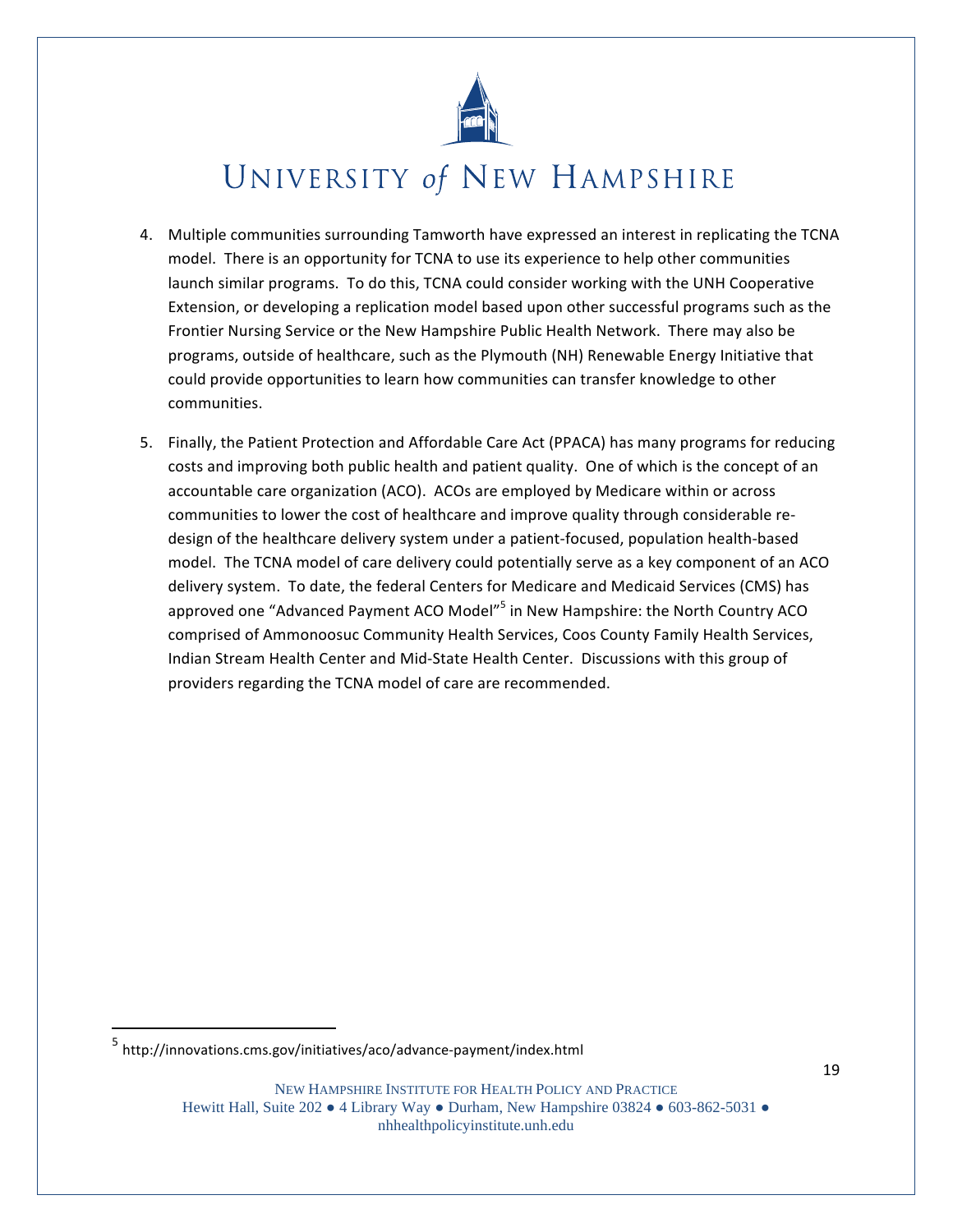4. Multiple communities surrounding Tamworth have expressed an interest in replicating the TCNA model. There is an opportunity for TCNA to use its experience to help other communities launch similar programs. To do this, TCNA could consider working with the UNH Cooperative Extension, or developing a replication model based upon other successful programs such as the Frontier Nursing Service or the New Hampshire Public Health Network. There may also be programs, outside of healthcare, such as the Plymouth (NH) Renewable Energy Initiative that could provide opportunities to learn how communities can transfer knowledge to other communities.

5. Finally, the Patient Protection and Affordable Care Act (PPACA) has many programs for reducing costs and improving both public health and patient quality. One of which is the concept of an accountable care organization (ACO). ACOs are employed by Medicare within or across communities to lower the cost of healthcare and improve quality through considerable re-design of the healthcare delivery system under a patient-focused, population health-based model. The TCNA model of care delivery could potentially serve as a key component of an ACO delivery system. To date, the federal Centers for Medicare and Medicaid Services (CMS) has approved one "Advanced Payment ACO Model"[5] in New Hampshire: the North Country ACO comprised of Ammonoosuc Community Health Services, Coos County Family Health Services, Indian Stream Health Center and Mid-State Health Center. Discussions with this group of providers regarding the TCNA model of care are recommended.

---

[5] http://innovations.cms.gov/initiatives/aco/advance-payment/index.html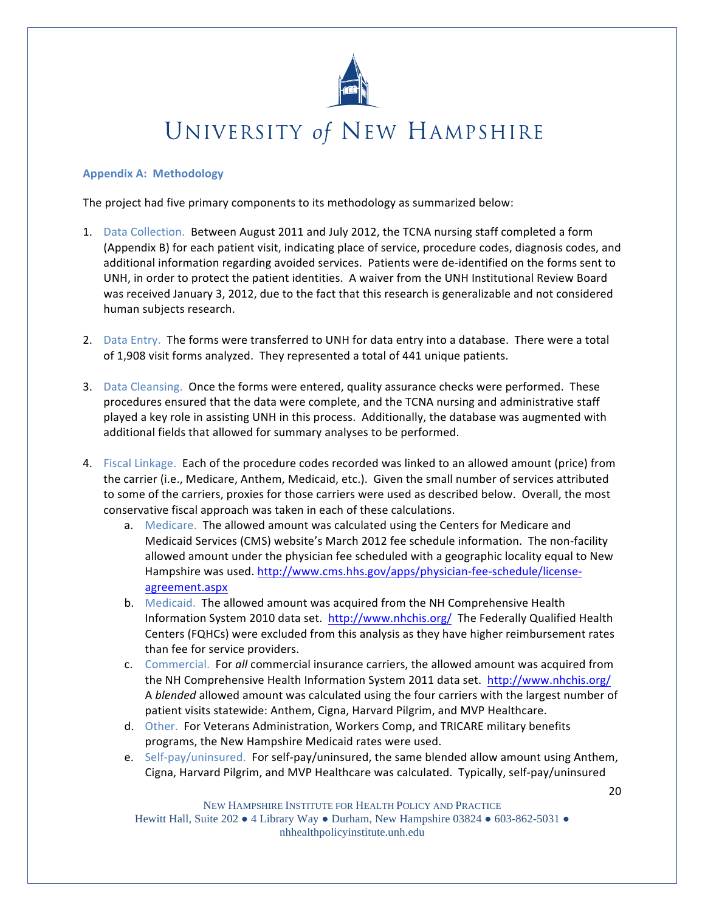## Appendix A: Methodology

The project had five primary components to its methodology as summarized below:

1. Data Collection. Between August 2011 and July 2012, the TCNA nursing staff completed a form (Appendix B) for each patient visit, indicating place of service, procedure codes, diagnosis codes, and additional information regarding avoided services. Patients were de-identified on the forms sent to UNH, in order to protect the patient identities. A waiver from the UNH Institutional Review Board was received January 3, 2012, due to the fact that this research is generalizable and not considered human subjects research.

2. Data Entry. The forms were transferred to UNH for data entry into a database. There were a total of 1,908 visit forms analyzed. They represented a total of 441 unique patients.

3. Data Cleansing. Once the forms were entered, quality assurance checks were performed. These procedures ensured that the data were complete, and the TCNA nursing and administrative staff played a key role in assisting UNH in this process. Additionally, the database was augmented with additional fields that allowed for summary analyses to be performed.

4. Fiscal Linkage. Each of the procedure codes recorded was linked to an allowed amount (price) from the carrier (i.e., Medicare, Anthem, Medicaid, etc.). Given the small number of services attributed to some of the carriers, proxies for those carriers were used as described below. Overall, the most conservative fiscal approach was taken in each of these calculations.
   a. Medicare. The allowed amount was calculated using the Centers for Medicare and Medicaid Services (CMS) website's March 2012 fee schedule information. The non-facility allowed amount under the physician fee scheduled with a geographic locality equal to New Hampshire was used. http://www.cms.hhs.gov/apps/physician-fee-schedule/license-agreement.aspx
   b. Medicaid. The allowed amount was acquired from the NH Comprehensive Health Information System 2010 data set. http://www.nhchis.org/ The Federally Qualified Health Centers (FQHCs) were excluded from this analysis as they have higher reimbursement rates than fee for service providers.
   c. Commercial. For *all* commercial insurance carriers, the allowed amount was acquired from the NH Comprehensive Health Information System 2011 data set. http://www.nhchis.org/ A *blended* allowed amount was calculated using the four carriers with the largest number of patient visits statewide: Anthem, Cigna, Harvard Pilgrim, and MVP Healthcare.
   d. Other. For Veterans Administration, Workers Comp, and TRICARE military benefits programs, the New Hampshire Medicaid rates were used.
   e. Self-pay/uninsured. For self-pay/uninsured, the same blended allow amount using Anthem, Cigna, Harvard Pilgrim, and MVP Healthcare was calculated. Typically, self-pay/uninsured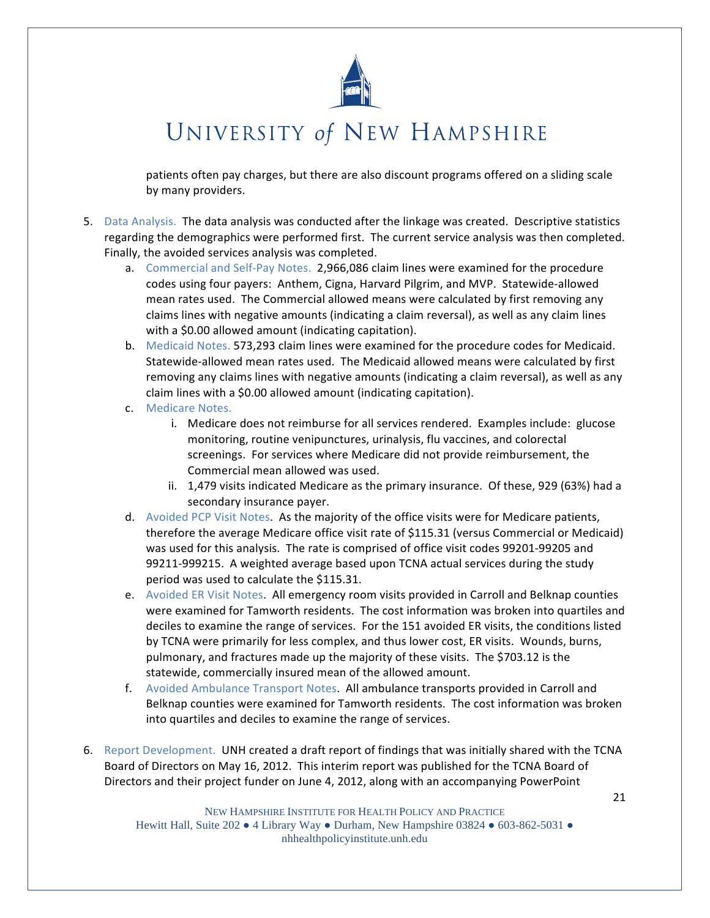patients often pay charges, but there are also discount programs offered on a sliding scale by many providers.

5. Data Analysis. The data analysis was conducted after the linkage was created. Descriptive statistics regarding the demographics were performed first. The current service analysis was then completed. Finally, the avoided services analysis was completed.
   a. Commercial and Self-Pay Notes. 2,966,086 claim lines were examined for the procedure codes using four payers: Anthem, Cigna, Harvard Pilgrim, and MVP. Statewide-allowed mean rates used. The Commercial allowed means were calculated by first removing any claims lines with negative amounts (indicating a claim reversal), as well as any claim lines with a $0.00 allowed amount (indicating capitation).
   b. Medicaid Notes. 573,293 claim lines were examined for the procedure codes for Medicaid. Statewide-allowed mean rates used. The Medicaid allowed means were calculated by first removing any claims lines with negative amounts (indicating a claim reversal), as well as any claim lines with a $0.00 allowed amount (indicating capitation).
   c. Medicare Notes.
      i. Medicare does not reimburse for all services rendered. Examples include: glucose monitoring, routine venipunctures, urinalysis, flu vaccines, and colorectal screenings. For services where Medicare did not provide reimbursement, the Commercial mean allowed was used.
      ii. 1,479 visits indicated Medicare as the primary insurance. Of these, 929 (63%) had a secondary insurance payer.
   d. Avoided PCP Visit Notes. As the majority of the office visits were for Medicare patients, therefore the average Medicare office visit rate of $115.31 (versus Commercial or Medicaid) was used for this analysis. The rate is comprised of office visit codes 99201-99205 and 99211-999215. A weighted average based upon TCNA actual services during the study period was used to calculate the $115.31.
   e. Avoided ER Visit Notes. All emergency room visits provided in Carroll and Belknap counties were examined for Tamworth residents. The cost information was broken into quartiles and deciles to examine the range of services. For the 151 avoided ER visits, the conditions listed by TCNA were primarily for less complex, and thus lower cost, ER visits. Wounds, burns, pulmonary, and fractures made up the majority of these visits. The $703.12 is the statewide, commercially insured mean of the allowed amount.
   f. Avoided Ambulance Transport Notes. All ambulance transports provided in Carroll and Belknap counties were examined for Tamworth residents. The cost information was broken into quartiles and deciles to examine the range of services.

6. Report Development. UNH created a draft report of findings that was initially shared with the TCNA Board of Directors on May 16, 2012. This interim report was published for the TCNA Board of Directors and their project funder on June 4, 2012, along with an accompanying PowerPoint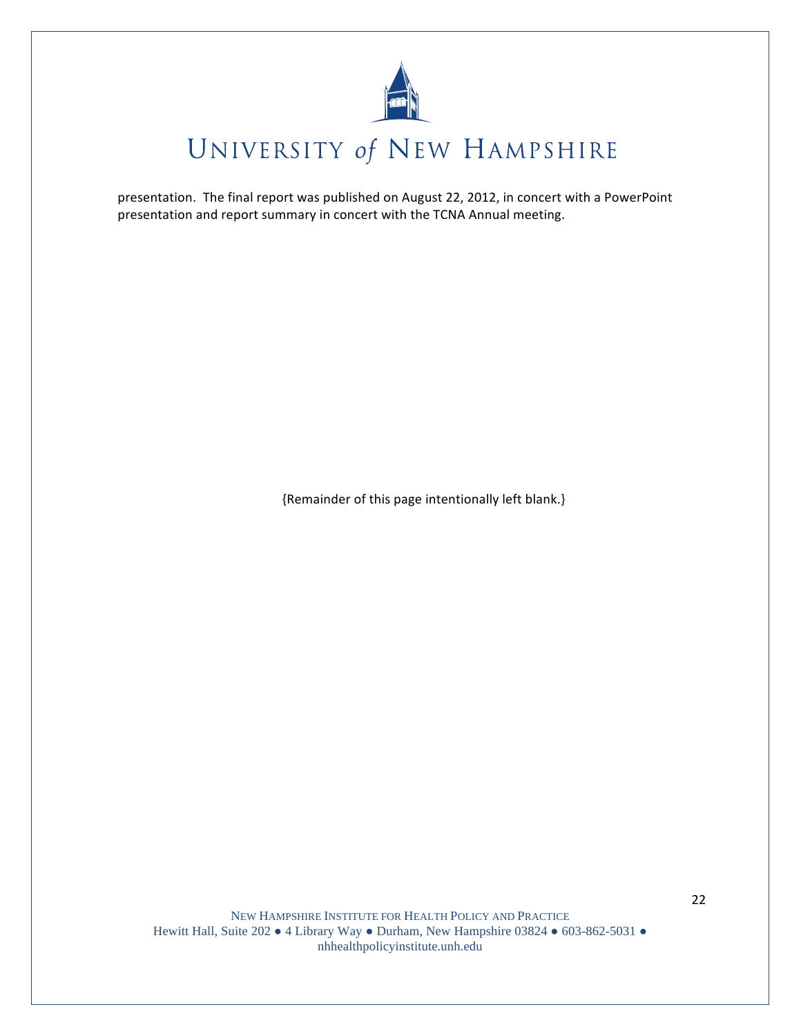presentation. The final report was published on August 22, 2012, in concert with a PowerPoint presentation and report summary in concert with the TCNA Annual meeting.

{Remainder of this page intentionally left blank.}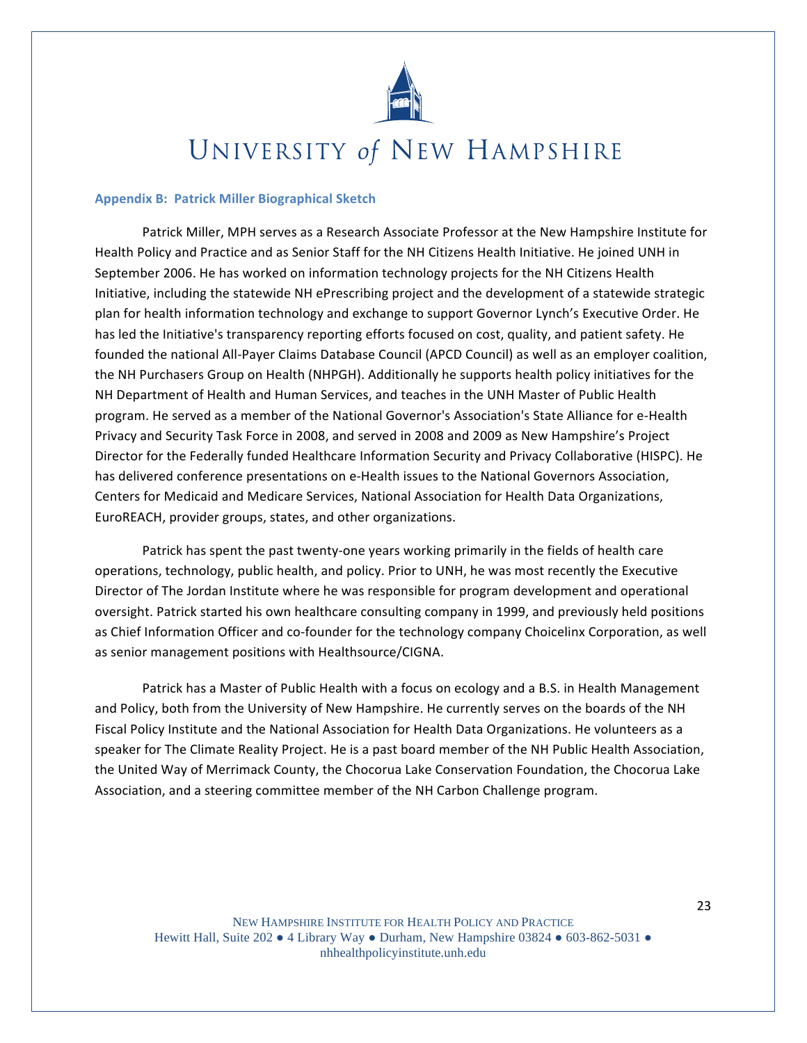## Appendix B: Patrick Miller Biographical Sketch

Patrick Miller, MPH serves as a Research Associate Professor at the New Hampshire Institute for Health Policy and Practice and as Senior Staff for the NH Citizens Health Initiative. He joined UNH in September 2006. He has worked on information technology projects for the NH Citizens Health Initiative, including the statewide NH ePrescribing project and the development of a statewide strategic plan for health information technology and exchange to support Governor Lynch's Executive Order. He has led the Initiative's transparency reporting efforts focused on cost, quality, and patient safety. He founded the national All-Payer Claims Database Council (APCD Council) as well as an employer coalition, the NH Purchasers Group on Health (NHPGH). Additionally he supports health policy initiatives for the NH Department of Health and Human Services, and teaches in the UNH Master of Public Health program. He served as a member of the National Governor's Association's State Alliance for e-Health Privacy and Security Task Force in 2008, and served in 2008 and 2009 as New Hampshire's Project Director for the Federally funded Healthcare Information Security and Privacy Collaborative (HISPC). He has delivered conference presentations on e-Health issues to the National Governors Association, Centers for Medicaid and Medicare Services, National Association for Health Data Organizations, EuroREACH, provider groups, states, and other organizations.

Patrick has spent the past twenty-one years working primarily in the fields of health care operations, technology, public health, and policy. Prior to UNH, he was most recently the Executive Director of The Jordan Institute where he was responsible for program development and operational oversight. Patrick started his own healthcare consulting company in 1999, and previously held positions as Chief Information Officer and co-founder for the technology company Choicelinx Corporation, as well as senior management positions with Healthsource/CIGNA.

Patrick has a Master of Public Health with a focus on ecology and a B.S. in Health Management and Policy, both from the University of New Hampshire. He currently serves on the boards of the NH Fiscal Policy Institute and the National Association for Health Data Organizations. He volunteers as a speaker for The Climate Reality Project. He is a past board member of the NH Public Health Association, the United Way of Merrimack County, the Chocorua Lake Conservation Foundation, the Chocorua Lake Association, and a steering committee member of the NH Carbon Challenge program.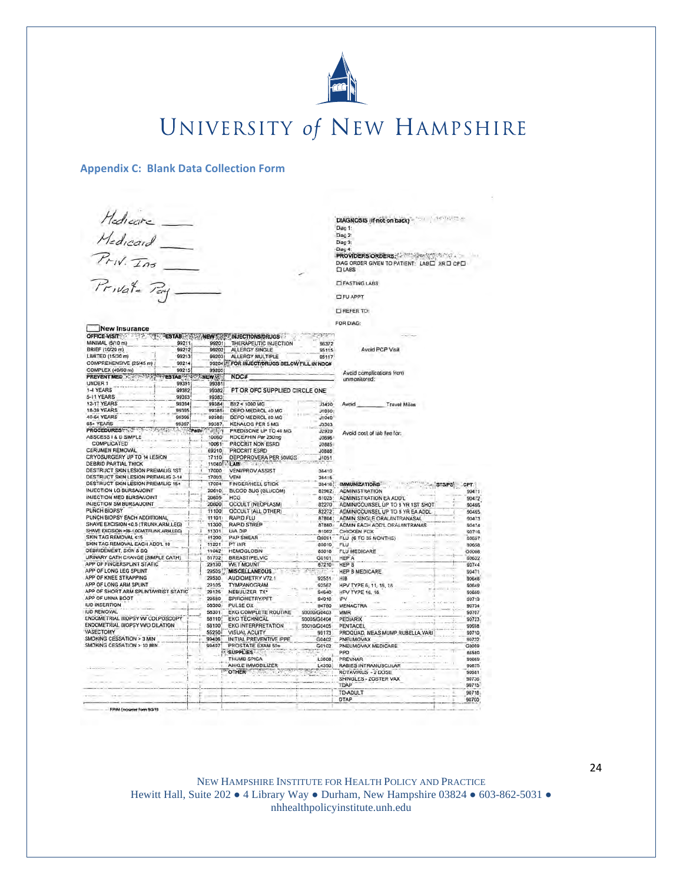# UNIVERSITY of NEW HAMPSHIRE

**Appendix C: Blank Data Collection Form**

Medicare ____
Medicaid ____
Priv. Ins ____
Private Pay ____

DIAGNOSIS (If not on back)
Diag 1:
Diag 2:
Diag 3:
Diag 4:
PROVIDERS ORDERS:
DIAG ORDER GIVEN TO PATIENT: LAB☐ XR☐ CP☐
☐ LABS

☐ FASTING LABS

☐ FU APPT

☐ REFER TO:

FOR DIAG:

☐ New Insurance

| OFFICE VISIT | ESTAB | NEW | INJECTIONS/DRUGS | |
|---|---|---|---|---|
| MINIMAL (5/10 m) | 99211 | 99201 | THERAPEUTIC INJECTION | 96372 |
| BRIEF (10/20 m) | 99212 | 99202 | ALLERGY SINGLE | 95115 |
| LIMITED (15/30 m) | 99213 | 99203 | ALLERGY MULTIPLE | 95117 |
| COMPREHENSIVE (25/45 m) | 99214 | 99204 | FOR INJECT/DRUGS BELOW FILL IN NDC# | |
| COMPLEX (40/60 m) | 99215 | 99205 | | |
| **PREVENT MED** | **ESTAB** | **NEW** | **NDC#** | |
| UNDER 1 | 99391 | 99381 | | |
| 1-4 YEARS | 99392 | 99382 | PT OR OFC SUPPLIED CIRCLE ONE | |
| 5-11 YEARS | 99393 | 99383 | | |
| 12-17 YEARS | 99394 | 99384 | B12 < 1000 MG | J3420 |
| 18-39 YEARS | 99395 | 99385 | DEPO MEDROL 40 MG | J1030 |
| 40-64 YEARS | 99396 | 99386 | DEPO MEDROL 80 MG | J1040 |
| 65+ YEARS | 99397 | 99387 | KENALOG PER 5 MG | J3303 |
| **PROCEDURES** | | **Path** | PREDISONE UP TO 40 MG | J2920 |
| ABSCESS I & D SIMPLE | | 10060 | ROCEPHIN Per 250mg | J0696 |
| COMPLICATED | | 10061 | PROCRIT NON ESRD | J0885 |
| CERUMEN REMOVAL | | 69210 | PROCRIT ESRD | J0886 |
| CRYOSURGERY UP TO 14 LESION | | 17110 | DEPOPROVERA PER 50MGS | J1051 |
| DEBRID PARTIAL THICK | | 11040 | **LAB** | |
| DESTRUCT SKIN LESION PREMALIG 1ST | | 17000 | VENI/PROV ASSIST | 36410 |
| DESTRUCT SKIN LESION PREMALIG 2-14 | | 17003 | VENI | 36415 |
| DESTRUCT SKIN LESION PREMALIG 15+ | | 17004 | FINGER/HEEL STICK | 36416 |
| INJECTION LG BURSA/JOINT | | 20610 | BLOOD SUG (GLUCOM) | 82962 |
| INJECTION MED BURSA/JOINT | | 20605 | HCG | 81025 |
| INJECTION SM BURSA/JOINT | | 20600 | OCCULT (NEOPLASM) | 82270 |
| PUNCH BIOPSY | | 11100 | OCCULT (ALL OTHER) | 82272 |
| PUNCH BIOPSY EACH ADDITIONAL | | 11101 | RAPID FLU | 87804 |
| SHAVE EXCISION <0.5 (TRUNK,ARM,LEG) | | 11300 | RAPID STREP | 87880 |
| SHAVE EXCISION >06-1.0CM(TRUNK,ARM,LEG) | | 11301 | UA DIP | 81002 |
| SKIN TAG REMOVAL ≤15 | | 11200 | PAP SMEAR | Q0091 |
| SKIN TAG REMOVAL EACH ADD'L 10 | | 11201 | PT INR | 85610 |
| DEBRIDEMENT, SKIN & SQ | | 11042 | HEMOGLOBIN | 85018 |
| URINARY CATH CHANGE (SIMPLE CATH) | | 51702 | BREAST/PELVIC | G0101 |
| APP OF FINGERSPLINT STATIC | | 29130 | WET MOUNT | 87210 |
| APP OF LONG LEG SPLINT | | 29505 | **MISCELLANEOUS** | |
| APP OF KNEE STRAPPING | | 29530 | AUDIOMETRY V72.1 | 92551 |
| APP OF LONG ARM SPLINT | | 29105 | TYMPANOGRAM | 92567 |
| APP OF SHORT ARM SPLINT/WRIST STATIC | | 29125 | NEBULIZER TX* | 94640 |
| APP OF UNNA BOOT | | 29580 | SPIROMETRY/PFT | 94010 |
| IUD INSERTION | | 58300 | PULSE OX | 94760 |
| IUD REMOVAL | | 58301 | EKG COMPLETE ROUTINE | 93000/G0403 |
| ENDOMETRIAL BIOPSY W/ COLPOSCOPY | | 58110 | EKG TECHNICAL | 93005/G0404 |
| ENDOMETRIAL BIOPSY W/O DILATION | | 58100 | EKG INTERPRETATION | 93010/G0405 |
| VASECTOMY | | 55250 | VISUAL ACUITY | 99173 |
| SMOKING CESSATION > 3 MIN | | 99406 | INITIAL PREVENTIVE IPPE | G0402 |
| SMOKING CESSATION > 10 MIN | | 99407 | PROSTATE EXAM 50+ | G0102 |
| | | | **SUPPLIES** | |
| | | | THUMB SPICA | L3808 |
| | | | ANKLE IMMOBILIZER | L4350 |
| | | | **OTHER** | |

Avoid PCP Visit

Avoid complications from unmonitored:

Avoid ________ Travel Miles

Avoid cost of lab fee for:

| IMMUNIZATIONS | STS/PS | CPT |
|---|---|---|
| ADMINISTRATION | | 90471 |
| ADMINISTRATION EA ADD'L | | 90472 |
| ADMIN/COUNSEL UP TO 8 YR 1ST SHOT | | 90465 |
| ADMIN/COUNSEL UP TO 8 YR EA ADDL | | 90465 |
| ADMIN SINGLE ORAL/INTRANASAL | | 90473 |
| ADMIN EACH ADD'L ORAL/INTRANAS | | 90474 |
| CHICKEN POX | | 90716 |
| FLU (6 TO 35 MONTHS) | | 90657 |
| FLU | | 90658 |
| FLU MEDICARE | | G0008 |
| HEP A | | 90632 |
| HEP B | | 90744 |
| HEP B MEDICARE | | 90471 |
| HIB | | 90648 |
| HPV TYPE 6, 11, 16, 18 | | 90649 |
| HPV TYPE 16, 18 | | 90650 |
| IPV | | 90713 |
| MENACTRA | | 90734 |
| MMR | | 90707 |
| PEDIARIX | | 90723 |
| PENTACEL | | 90698 |
| PROQUAD, MEAS MUMP RUBELLA VARI | | 90710 |
| PNEUMOVAX | | 90732 |
| PNEUMOVAX MEDICARE | | G0009 |
| PPD | | 86580 |
| PREVNAR | | 90669 |
| RABIES INTRAMUSCULAR | | 90675 |
| ROTAVIRUS - 2 DOSE | | 90681 |
| SHINGLES - ZOSTER VAX | | 90736 |
| TDAP | | 90715 |
| TD-ADULT | | 90718 |
| DTAP | | 90700 |

FPIM Encounter Form 9/3/10

NEW HAMPSHIRE INSTITUTE FOR HEALTH POLICY AND PRACTICE
Hewitt Hall, Suite 202 ● 4 Library Way ● Durham, New Hampshire 03824 ● 603-862-5031 ●
nhhealthpolicyinstitute.unh.edu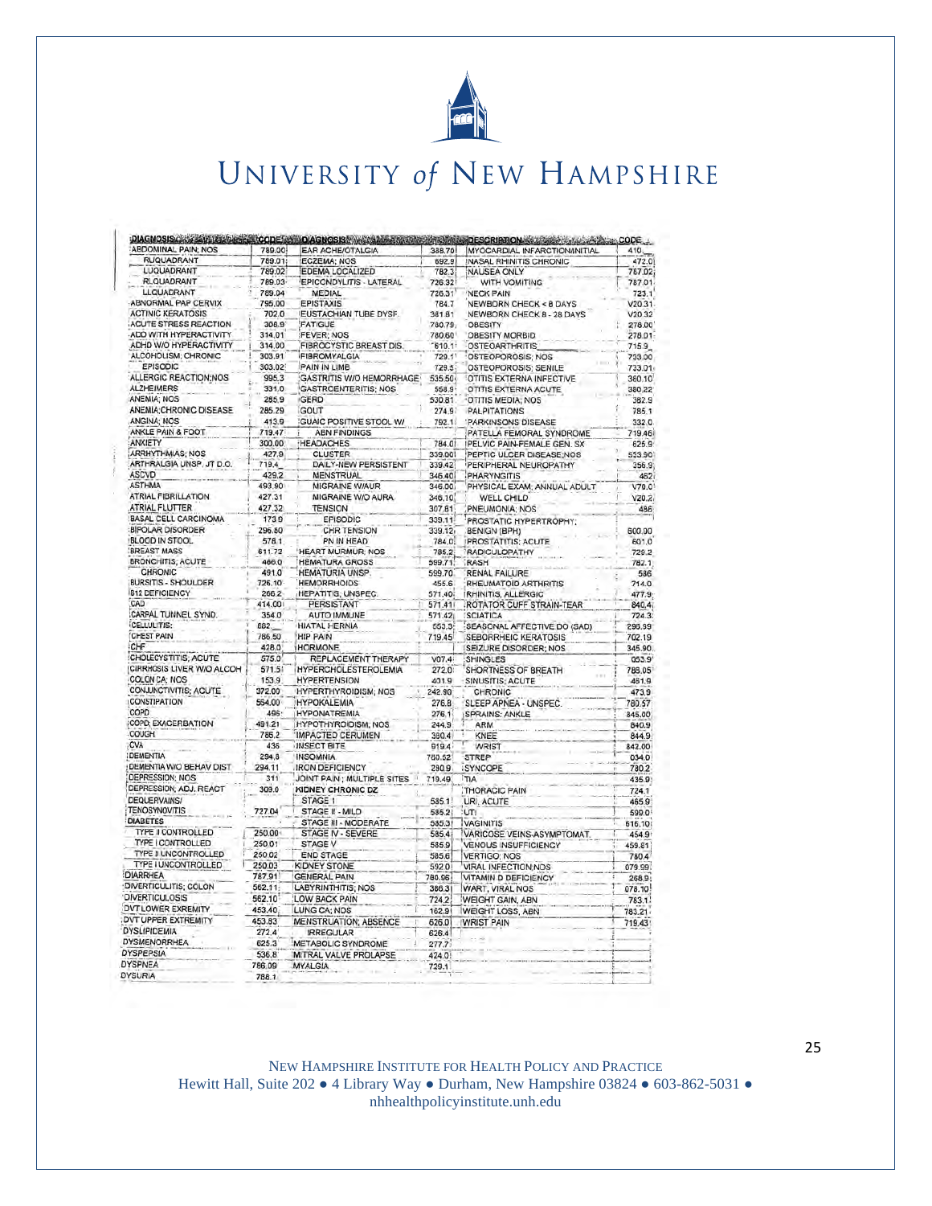# UNIVERSITY *of* NEW HAMPSHIRE

| DIAGNOSIS | CODE | DIAGNOSIS | CODE | DESCRIPTION | CODE |
|---|---|---|---|---|---|
| ABDOMINAL PAIN; NOS | 789.00 | EAR ACHE/OTALGIA | 388.70 | MYOCARDIAL INFARCTION/INITIAL | 410 |
| RUQUADRANT | 789.01 | ECZEMA; NOS | 692.9 | NASAL RHINITIS CHRONIC | 472.0 |
| LUQUADRANT | 789.02 | EDEMA LOCALIZED | 782.3 | NAUSEA ONLY | 787.02 |
| RLQUADRANT | 789.03 | EPICONDYLITIS - LATERAL | 726.32 | WITH VOMITING | 787.01 |
| LLQUADRANT | 789.04 | MEDIAL | 726.31 | NECK PAIN | 723.1 |
| ABNORMAL PAP CERVIX | 795.00 | EPISTAXIS | 784.7 | NEWBORN CHECK < 8 DAYS | V20.31 |
| ACTINIC KERATOSIS | 702.0 | EUSTACHIAN TUBE DYSF. | 381.81 | NEWBORN CHECK 8 - 28 DAYS | V20.32 |
| ACUTE STRESS REACTION | 308.9 | FATIGUE | 780.79 | OBESITY | 278.00 |
| ADD WITH HYPERACTIVITY | 314.01 | FEVER; NOS | 780.60 | OBESITY MORBID | 278.01 |
| ADHD W/O HYPERACTIVITY | 314.00 | FIBROCYSTIC BREAST DIS. | 610.1 | OSTEOARTHRITIS | 715.9 |
| ALCOHOLISM; CHRONIC | 303.91 | FIBROMYALGIA | 729.1 | OSTEOPOROSIS; NOS | 733.00 |
| EPISODIC | 303.02 | PAIN IN LIMB | 729.5 | OSTEOPOROSIS; SENILE | 733.01 |
| ALLERGIC REACTION;NOS | 995.3 | GASTRITIS W/O HEMORRHAGE | 535.50 | OTITIS EXTERNA INFECTIVE | 380.10 |
| ALZHEIMERS | 331.0 | GASTROENTERITIS; NOS | 558.9 | OTITIS EXTERNA ACUTE | 380.22 |
| ANEMIA; NOS | 285.9 | GERD | 530.81 | OTITIS MEDIA; NOS | 382.9 |
| ANEMIA;CHRONIC DISEASE | 285.29 | GOUT | 274.9 | PALPITATIONS | 785.1 |
| ANGINA; NOS | 413.9 | GUAIC POSITIVE STOOL W/ | 792.1 | PARKINSONS DISEASE | 332.0 |
| ANKLE PAIN & FOOT | 719.47 | ABN FINDINGS | | PATELLA FEMORAL SYNDROME | 719.46 |
| ANXIETY | 300.00 | HEADACHES | 784.0 | PELVIC PAIN-FEMALE GEN. SX | 625.9 |
| ARRHYTHMIAS; NOS | 427.9 | CLUSTER | 339.00 | PEPTIC ULCER DISEASE;NOS | 533.90 |
| ARTHRALGIA UNSP. JT D.O. | 719.4 | DAILY-NEW PERSISTENT | 339.42 | PERIPHERAL NEUROPATHY | 356.9 |
| ASCVD | 429.2 | MENSTRUAL | 346.40 | PHARYNGITIS | 462 |
| ASTHMA | 493.90 | MIGRAINE W/AUR | 346.00 | PHYSICAL EXAM; ANNUAL ADULT | V70.0 |
| ATRIAL FIBRILLATION | 427.31 | MIGRAINE W/O AURA | 346.10 | WELL CHILD | V20.2 |
| ATRIAL FLUTTER | 427.32 | TENSION | 307.81 | PNEUMONIA; NOS | 486 |
| BASAL CELL CARCINOMA | 173.9 | EPISODIC | 339.11 | PROSTATIC HYPERTROPHY; | |
| BIPOLAR DISORDER | 296.80 | CHR TENSION | 339.12 | BENIGN (BPH) | 600.00 |
| BLOOD IN STOOL | 578.1 | PN IN HEAD | 784.0 | PROSTATITIS; ACUTE | 601.0 |
| BREAST MASS | 611.72 | HEART MURMUR; NOS | 785.2 | RADICULOPATHY | 729.2 |
| BRONCHITIS; ACUTE | 466.0 | HEMATURIA GROSS | 599.71 | RASH | 782.1 |
| CHRONIC | 491.0 | HEMATURIA UNSP. | 599.70 | RENAL FAILURE | 586 |
| BURSITIS - SHOULDER | 726.10 | HEMORRHOIDS | 455.6 | RHEUMATOID ARTHRITIS | 714.0 |
| B12 DEFICIENCY | 266.2 | HEPATITIS; UNSPEC. | 571.40 | RHINITIS, ALLERGIC | 477.9 |
| CAD | 414.00 | PERSISTANT | 571.41 | ROTATOR CUFF STRAIN-TEAR | 840.4 |
| CARPAL TUNNEL SYND. | 354.0 | AUTO IMMUNE | 571.42 | SCIATICA | 724.3 |
| CELLULITIS: | 682 | HIATAL HERNIA | 553.3 | SEASONAL AFFECTIVE DO (SAD) | 296.99 |
| CHEST PAIN | 786.50 | HIP PAIN | 719.45 | SEBORRHEIC KERATOSIS | 702.19 |
| CHF | 428.0 | HORMONE | | SEIZURE DISORDER; NOS | 345.90 |
| CHOLECYSTITIS, ACUTE | 575.0 | REPLACEMENT THERAPY | V07.4 | SHINGLES | 053.9 |
| CIRRHOSIS LIVER W/O ALCOH | 571.5 | HYPERCHOLESTEROLEMIA | 272.0 | SHORTNESS OF BREATH | 786.05 |
| COLON CA; NOS | 153.9 | HYPERTENSION | 401.9 | SINUSITIS; ACUTE | 461.9 |
| CONJUNCTIVITIS; ACUTE | 372.00 | HYPERTHYROIDISM; NOS | 242.90 | CHRONIC | 473.9 |
| CONSTIPATION | 564.00 | HYPOKALEMIA | 276.8 | SLEEP APNEA - UNSPEC. | 780.57 |
| COPD | 496 | HYPONATREMIA | 276.1 | SPRAINS: ANKLE | 845.00 |
| COPD; EXACERBATION | 491.21 | HYPOTHYROIDISM, NOS | 244.9 | ARM | 840.9 |
| COUGH | 786.2 | IMPACTED CERUMEN | 380.4 | KNEE | 844.9 |
| CVA | 436 | INSECT BITE | 919.4 | WRIST | 842.00 |
| DEMENTIA | 294.8 | INSOMNIA | 780.52 | STREP | 034.0 |
| DEMENTIA W/O BEHAV DIST | 294.11 | IRON DEFICIENCY | 280.9 | SYNCOPE | 780.2 |
| DEPRESSION; NOS | 311 | JOINT PAIN ; MULTIPLE SITES | 719.49 | TIA | 435.9 |
| DEPRESSION; ADJ. REACT | 309.0 | KIDNEY CHRONIC DZ | | THORACIC PAIN | 724.1 |
| DEQUERVAINS/ | | STAGE 1 | 585.1 | URI, ACUTE | 465.9 |
| TENOSYNOVITIS | 727.04 | STAGE II - MILD | 585.2 | UTI | 599.0 |
| DIABETES | | STAGE III - MODERATE | 585.3 | VAGINITIS | 616.10 |
| TYPE II CONTROLLED | 250.00 | STAGE IV - SEVERE | 585.4 | VARICOSE VEINS-ASYMPTOMAT. | 454.9 |
| TYPE I CONTROLLED | 250.01 | STAGE V | 585.9 | VENOUS INSUFFICIENCY | 459.81 |
| TYPE II UNCONTROLLED | 250.02 | END STAGE | 585.6 | VERTIGO; NOS | 780.4 |
| TYPE I UNCONTROLLED | 250.03 | KIDNEY STONE | 592.0 | VIRAL INFECTION,NOS | 079.99 |
| DIARRHEA | 787.91 | GENERAL PAIN | 780.96 | VITAMIN D DEFICIENCY | 268.9 |
| DIVERTICULITIS; COLON | 562.11 | LABYRINTHITIS; NOS | 386.31 | WART, VIRAL NOS | 078.10 |
| DIVERTICULOSIS | 562.10 | LOW BACK PAIN | 724.2 | WEIGHT GAIN, ABN | 783.1 |
| DVT LOWER EXREMITY | 453.40 | LUNG CA; NOS | 162.9 | WEIGHT LOSS, ABN | 783.21 |
| DVT UPPER EXTREMITY | 453.83 | MENSTRUATION; ABSENCE | 626.0 | WRIST PAIN | 719.43 |
| DYSLIPIDEMIA | 272.4 | IRREGULAR | 626.4 | | |
| DYSMENORRHEA | 625.3 | METABOLIC SYNDROME | 277.7 | | |
| DYSPEPSIA | 536.8 | MITRAL VALVE PROLAPSE | 424.0 | | |
| DYSPNEA | 786.09 | MYALGIA | 729.1 | | |
| DYSURIA | 788.1 | | | | |

NEW HAMPSHIRE INSTITUTE FOR HEALTH POLICY AND PRACTICE
Hewitt Hall, Suite 202 ● 4 Library Way ● Durham, New Hampshire 03824 ● 603-862-5031 ●
nhhealthpolicyinstitute.unh.edu